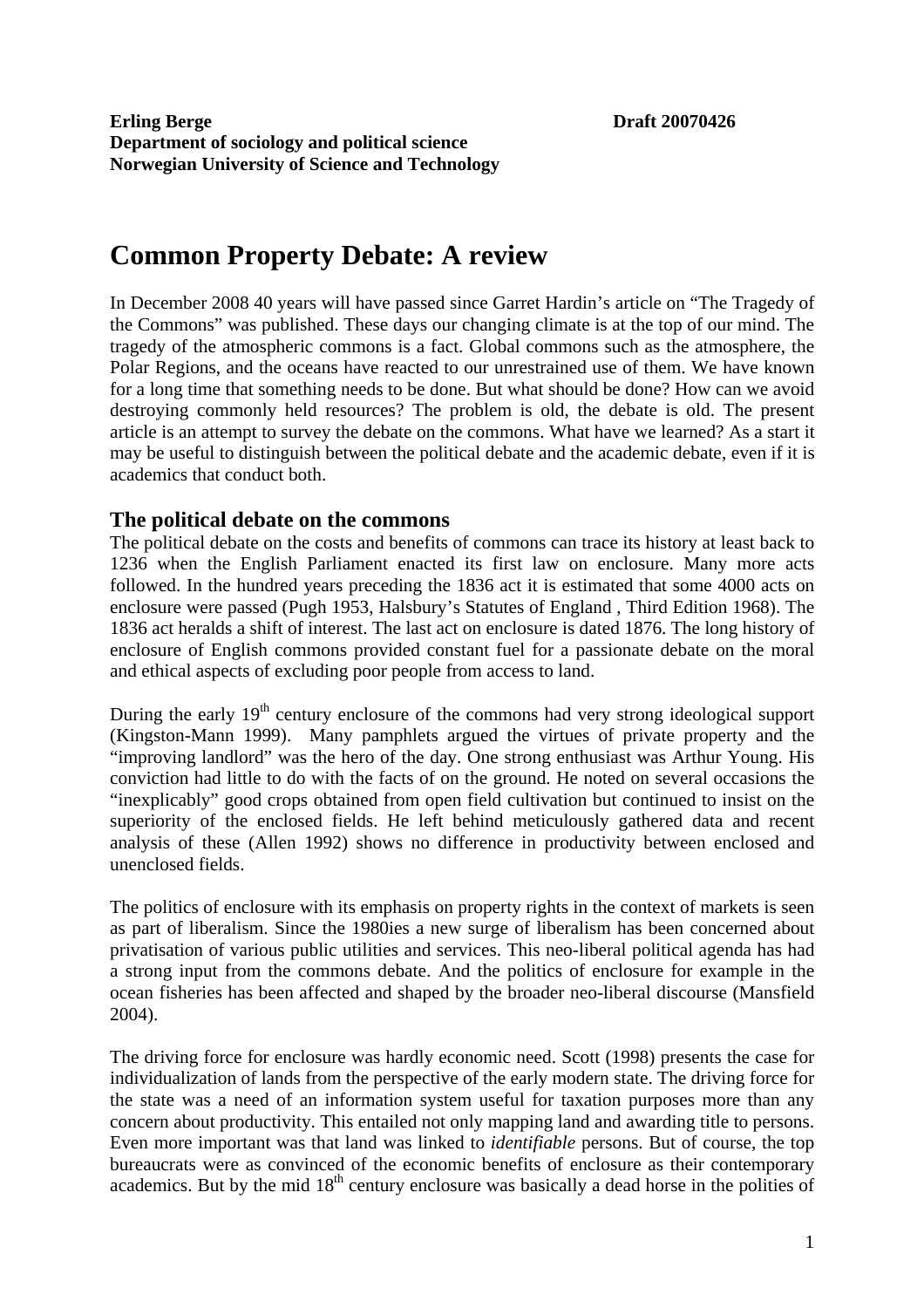**Erling Berge** **Draft 20070426**
**Department of sociology and political science**
**Norwegian University of Science and Technology**

# Common Property Debate: A review

In December 2008 40 years will have passed since Garret Hardin's article on "The Tragedy of the Commons" was published. These days our changing climate is at the top of our mind. The tragedy of the atmospheric commons is a fact. Global commons such as the atmosphere, the Polar Regions, and the oceans have reacted to our unrestrained use of them. We have known for a long time that something needs to be done. But what should be done? How can we avoid destroying commonly held resources? The problem is old, the debate is old. The present article is an attempt to survey the debate on the commons. What have we learned? As a start it may be useful to distinguish between the political debate and the academic debate, even if it is academics that conduct both.

## The political debate on the commons

The political debate on the costs and benefits of commons can trace its history at least back to 1236 when the English Parliament enacted its first law on enclosure. Many more acts followed. In the hundred years preceding the 1836 act it is estimated that some 4000 acts on enclosure were passed (Pugh 1953, Halsbury's Statutes of England , Third Edition 1968). The 1836 act heralds a shift of interest. The last act on enclosure is dated 1876. The long history of enclosure of English commons provided constant fuel for a passionate debate on the moral and ethical aspects of excluding poor people from access to land.

During the early 19th century enclosure of the commons had very strong ideological support (Kingston-Mann 1999). Many pamphlets argued the virtues of private property and the "improving landlord" was the hero of the day. One strong enthusiast was Arthur Young. His conviction had little to do with the facts of on the ground. He noted on several occasions the "inexplicably" good crops obtained from open field cultivation but continued to insist on the superiority of the enclosed fields. He left behind meticulously gathered data and recent analysis of these (Allen 1992) shows no difference in productivity between enclosed and unenclosed fields.

The politics of enclosure with its emphasis on property rights in the context of markets is seen as part of liberalism. Since the 1980ies a new surge of liberalism has been concerned about privatisation of various public utilities and services. This neo-liberal political agenda has had a strong input from the commons debate. And the politics of enclosure for example in the ocean fisheries has been affected and shaped by the broader neo-liberal discourse (Mansfield 2004).

The driving force for enclosure was hardly economic need. Scott (1998) presents the case for individualization of lands from the perspective of the early modern state. The driving force for the state was a need of an information system useful for taxation purposes more than any concern about productivity. This entailed not only mapping land and awarding title to persons. Even more important was that land was linked to *identifiable* persons. But of course, the top bureaucrats were as convinced of the economic benefits of enclosure as their contemporary academics. But by the mid 18th century enclosure was basically a dead horse in the polities of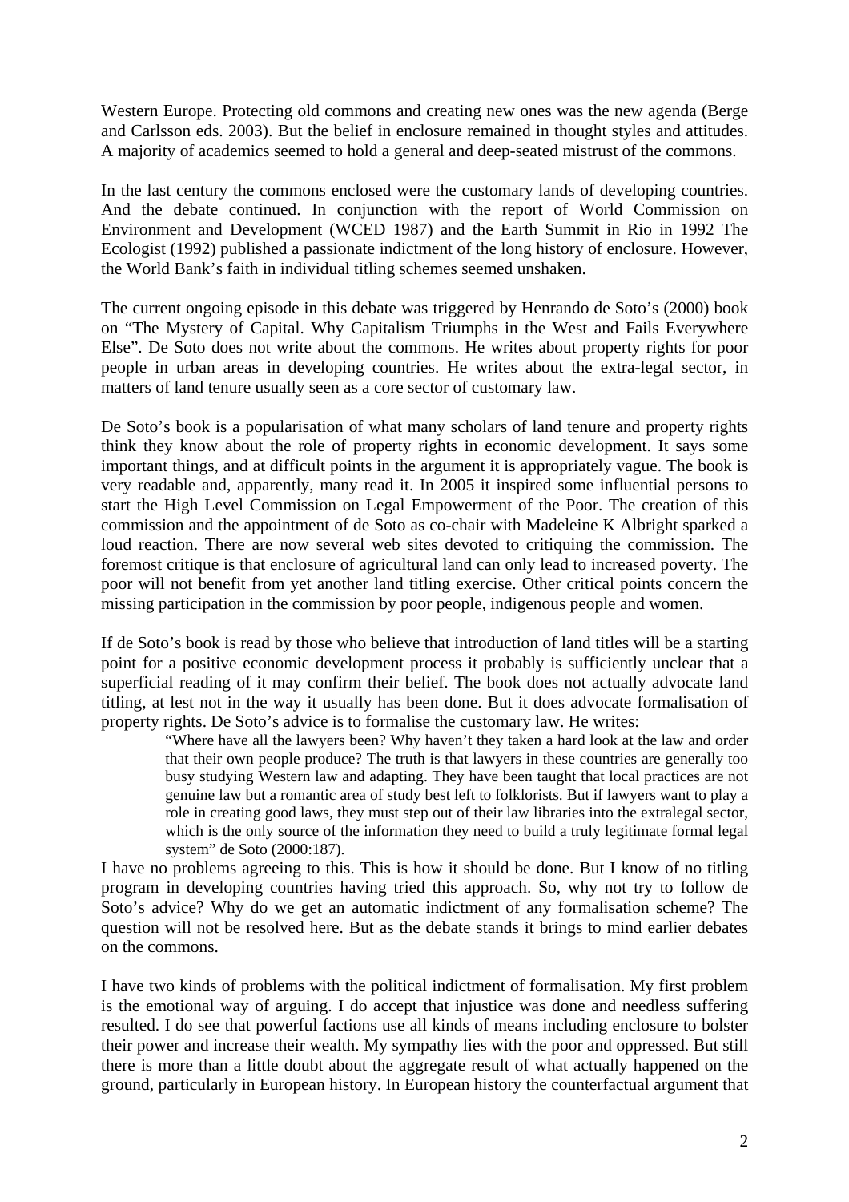Western Europe. Protecting old commons and creating new ones was the new agenda (Berge and Carlsson eds. 2003). But the belief in enclosure remained in thought styles and attitudes. A majority of academics seemed to hold a general and deep-seated mistrust of the commons.

In the last century the commons enclosed were the customary lands of developing countries. And the debate continued. In conjunction with the report of World Commission on Environment and Development (WCED 1987) and the Earth Summit in Rio in 1992 The Ecologist (1992) published a passionate indictment of the long history of enclosure. However, the World Bank's faith in individual titling schemes seemed unshaken.

The current ongoing episode in this debate was triggered by Henrando de Soto's (2000) book on "The Mystery of Capital. Why Capitalism Triumphs in the West and Fails Everywhere Else". De Soto does not write about the commons. He writes about property rights for poor people in urban areas in developing countries. He writes about the extra-legal sector, in matters of land tenure usually seen as a core sector of customary law.

De Soto's book is a popularisation of what many scholars of land tenure and property rights think they know about the role of property rights in economic development. It says some important things, and at difficult points in the argument it is appropriately vague. The book is very readable and, apparently, many read it. In 2005 it inspired some influential persons to start the High Level Commission on Legal Empowerment of the Poor. The creation of this commission and the appointment of de Soto as co-chair with Madeleine K Albright sparked a loud reaction. There are now several web sites devoted to critiquing the commission. The foremost critique is that enclosure of agricultural land can only lead to increased poverty. The poor will not benefit from yet another land titling exercise. Other critical points concern the missing participation in the commission by poor people, indigenous people and women.

If de Soto's book is read by those who believe that introduction of land titles will be a starting point for a positive economic development process it probably is sufficiently unclear that a superficial reading of it may confirm their belief. The book does not actually advocate land titling, at lest not in the way it usually has been done. But it does advocate formalisation of property rights. De Soto's advice is to formalise the customary law. He writes:

> "Where have all the lawyers been? Why haven't they taken a hard look at the law and order that their own people produce? The truth is that lawyers in these countries are generally too busy studying Western law and adapting. They have been taught that local practices are not genuine law but a romantic area of study best left to folklorists. But if lawyers want to play a role in creating good laws, they must step out of their law libraries into the extralegal sector, which is the only source of the information they need to build a truly legitimate formal legal system" de Soto (2000:187).

I have no problems agreeing to this. This is how it should be done. But I know of no titling program in developing countries having tried this approach. So, why not try to follow de Soto's advice? Why do we get an automatic indictment of any formalisation scheme? The question will not be resolved here. But as the debate stands it brings to mind earlier debates on the commons.

I have two kinds of problems with the political indictment of formalisation. My first problem is the emotional way of arguing. I do accept that injustice was done and needless suffering resulted. I do see that powerful factions use all kinds of means including enclosure to bolster their power and increase their wealth. My sympathy lies with the poor and oppressed. But still there is more than a little doubt about the aggregate result of what actually happened on the ground, particularly in European history. In European history the counterfactual argument that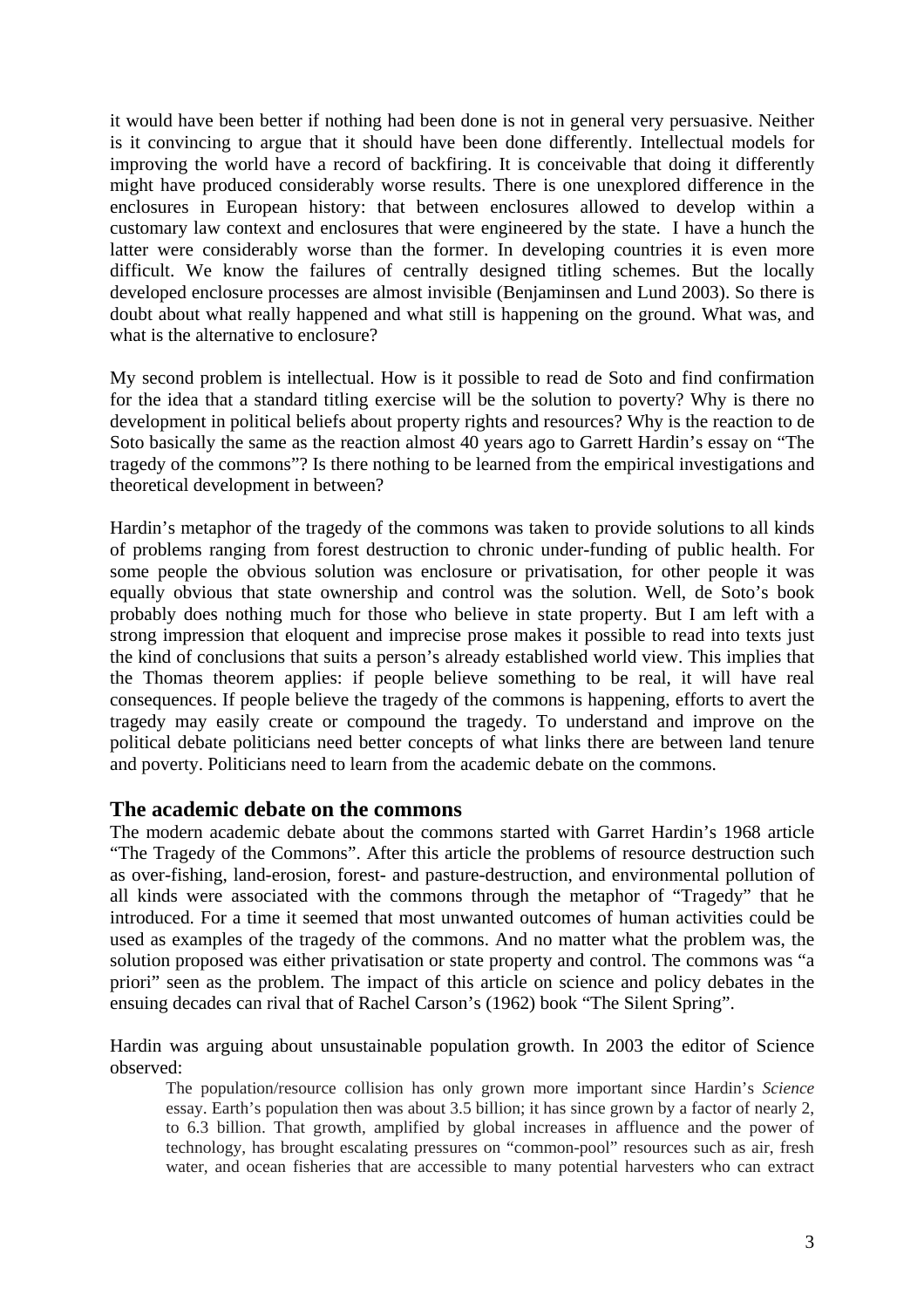it would have been better if nothing had been done is not in general very persuasive. Neither is it convincing to argue that it should have been done differently. Intellectual models for improving the world have a record of backfiring. It is conceivable that doing it differently might have produced considerably worse results. There is one unexplored difference in the enclosures in European history: that between enclosures allowed to develop within a customary law context and enclosures that were engineered by the state. I have a hunch the latter were considerably worse than the former. In developing countries it is even more difficult. We know the failures of centrally designed titling schemes. But the locally developed enclosure processes are almost invisible (Benjaminsen and Lund 2003). So there is doubt about what really happened and what still is happening on the ground. What was, and what is the alternative to enclosure?

My second problem is intellectual. How is it possible to read de Soto and find confirmation for the idea that a standard titling exercise will be the solution to poverty? Why is there no development in political beliefs about property rights and resources? Why is the reaction to de Soto basically the same as the reaction almost 40 years ago to Garrett Hardin's essay on "The tragedy of the commons"? Is there nothing to be learned from the empirical investigations and theoretical development in between?

Hardin's metaphor of the tragedy of the commons was taken to provide solutions to all kinds of problems ranging from forest destruction to chronic under-funding of public health. For some people the obvious solution was enclosure or privatisation, for other people it was equally obvious that state ownership and control was the solution. Well, de Soto's book probably does nothing much for those who believe in state property. But I am left with a strong impression that eloquent and imprecise prose makes it possible to read into texts just the kind of conclusions that suits a person's already established world view. This implies that the Thomas theorem applies: if people believe something to be real, it will have real consequences. If people believe the tragedy of the commons is happening, efforts to avert the tragedy may easily create or compound the tragedy. To understand and improve on the political debate politicians need better concepts of what links there are between land tenure and poverty. Politicians need to learn from the academic debate on the commons.

## The academic debate on the commons

The modern academic debate about the commons started with Garret Hardin's 1968 article "The Tragedy of the Commons". After this article the problems of resource destruction such as over-fishing, land-erosion, forest- and pasture-destruction, and environmental pollution of all kinds were associated with the commons through the metaphor of "Tragedy" that he introduced. For a time it seemed that most unwanted outcomes of human activities could be used as examples of the tragedy of the commons. And no matter what the problem was, the solution proposed was either privatisation or state property and control. The commons was "a priori" seen as the problem. The impact of this article on science and policy debates in the ensuing decades can rival that of Rachel Carson's (1962) book "The Silent Spring".

Hardin was arguing about unsustainable population growth. In 2003 the editor of Science observed:

> The population/resource collision has only grown more important since Hardin's *Science* essay. Earth's population then was about 3.5 billion; it has since grown by a factor of nearly 2, to 6.3 billion. That growth, amplified by global increases in affluence and the power of technology, has brought escalating pressures on "common-pool" resources such as air, fresh water, and ocean fisheries that are accessible to many potential harvesters who can extract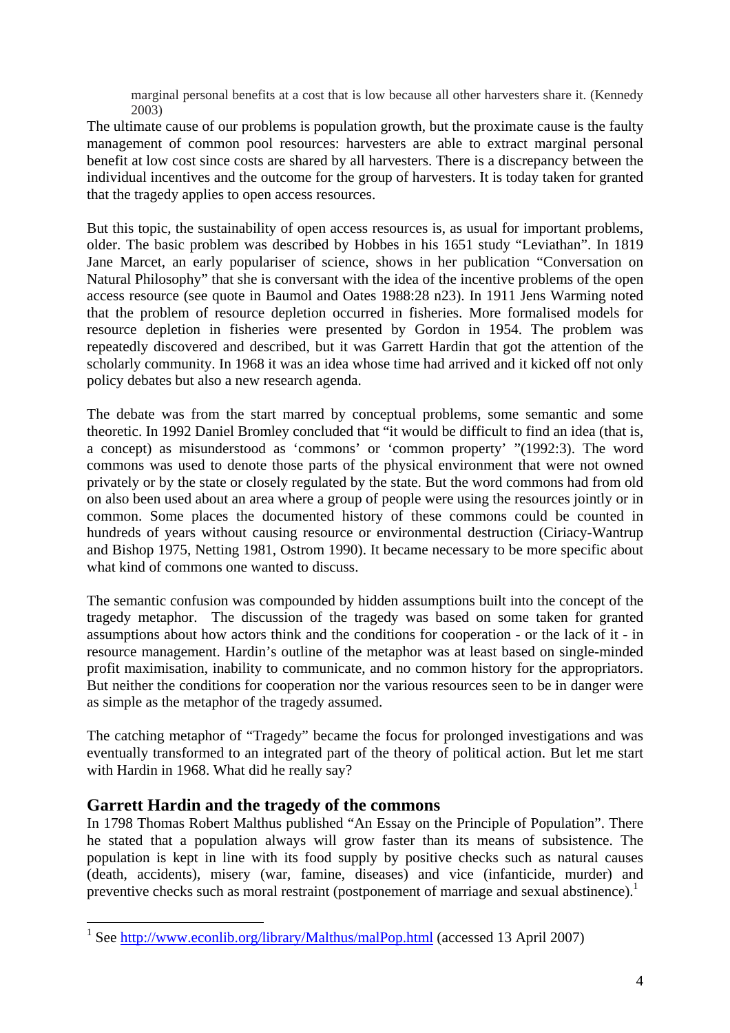> marginal personal benefits at a cost that is low because all other harvesters share it. (Kennedy 2003)

The ultimate cause of our problems is population growth, but the proximate cause is the faulty management of common pool resources: harvesters are able to extract marginal personal benefit at low cost since costs are shared by all harvesters. There is a discrepancy between the individual incentives and the outcome for the group of harvesters. It is today taken for granted that the tragedy applies to open access resources.

But this topic, the sustainability of open access resources is, as usual for important problems, older. The basic problem was described by Hobbes in his 1651 study "Leviathan". In 1819 Jane Marcet, an early populariser of science, shows in her publication "Conversation on Natural Philosophy" that she is conversant with the idea of the incentive problems of the open access resource (see quote in Baumol and Oates 1988:28 n23). In 1911 Jens Warming noted that the problem of resource depletion occurred in fisheries. More formalised models for resource depletion in fisheries were presented by Gordon in 1954. The problem was repeatedly discovered and described, but it was Garrett Hardin that got the attention of the scholarly community. In 1968 it was an idea whose time had arrived and it kicked off not only policy debates but also a new research agenda.

The debate was from the start marred by conceptual problems, some semantic and some theoretic. In 1992 Daniel Bromley concluded that "it would be difficult to find an idea (that is, a concept) as misunderstood as 'commons' or 'common property' "(1992:3). The word commons was used to denote those parts of the physical environment that were not owned privately or by the state or closely regulated by the state. But the word commons had from old on also been used about an area where a group of people were using the resources jointly or in common. Some places the documented history of these commons could be counted in hundreds of years without causing resource or environmental destruction (Ciriacy-Wantrup and Bishop 1975, Netting 1981, Ostrom 1990). It became necessary to be more specific about what kind of commons one wanted to discuss.

The semantic confusion was compounded by hidden assumptions built into the concept of the tragedy metaphor. The discussion of the tragedy was based on some taken for granted assumptions about how actors think and the conditions for cooperation - or the lack of it - in resource management. Hardin's outline of the metaphor was at least based on single-minded profit maximisation, inability to communicate, and no common history for the appropriators. But neither the conditions for cooperation nor the various resources seen to be in danger were as simple as the metaphor of the tragedy assumed.

The catching metaphor of "Tragedy" became the focus for prolonged investigations and was eventually transformed to an integrated part of the theory of political action. But let me start with Hardin in 1968. What did he really say?

## Garrett Hardin and the tragedy of the commons

In 1798 Thomas Robert Malthus published "An Essay on the Principle of Population". There he stated that a population always will grow faster than its means of subsistence. The population is kept in line with its food supply by positive checks such as natural causes (death, accidents), misery (war, famine, diseases) and vice (infanticide, murder) and preventive checks such as moral restraint (postponement of marriage and sexual abstinence).[1]

---

[1] See http://www.econlib.org/library/Malthus/malPop.html (accessed 13 April 2007)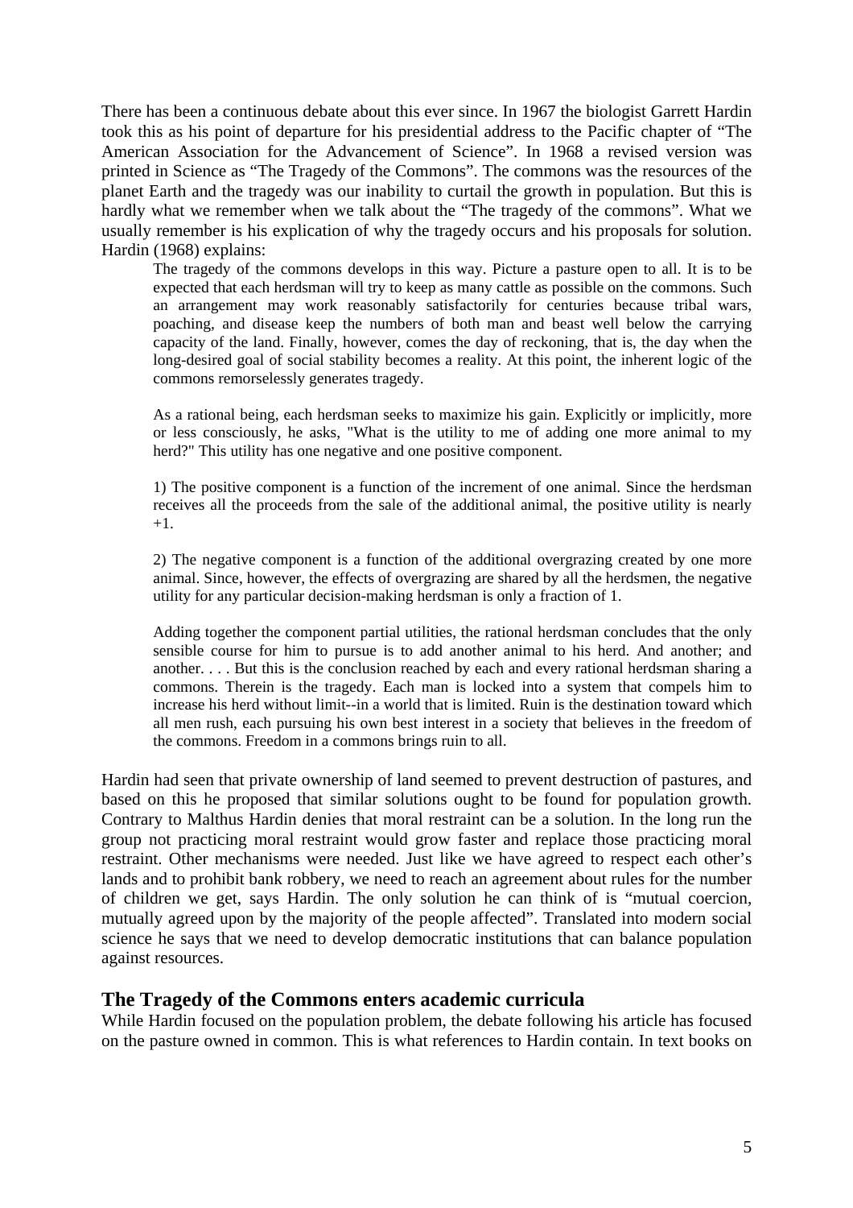There has been a continuous debate about this ever since. In 1967 the biologist Garrett Hardin took this as his point of departure for his presidential address to the Pacific chapter of "The American Association for the Advancement of Science". In 1968 a revised version was printed in Science as "The Tragedy of the Commons". The commons was the resources of the planet Earth and the tragedy was our inability to curtail the growth in population. But this is hardly what we remember when we talk about the "The tragedy of the commons". What we usually remember is his explication of why the tragedy occurs and his proposals for solution. Hardin (1968) explains:

> The tragedy of the commons develops in this way. Picture a pasture open to all. It is to be expected that each herdsman will try to keep as many cattle as possible on the commons. Such an arrangement may work reasonably satisfactorily for centuries because tribal wars, poaching, and disease keep the numbers of both man and beast well below the carrying capacity of the land. Finally, however, comes the day of reckoning, that is, the day when the long-desired goal of social stability becomes a reality. At this point, the inherent logic of the commons remorselessly generates tragedy.
>
> As a rational being, each herdsman seeks to maximize his gain. Explicitly or implicitly, more or less consciously, he asks, "What is the utility to me of adding one more animal to my herd?" This utility has one negative and one positive component.
>
> 1) The positive component is a function of the increment of one animal. Since the herdsman receives all the proceeds from the sale of the additional animal, the positive utility is nearly +1.
>
> 2) The negative component is a function of the additional overgrazing created by one more animal. Since, however, the effects of overgrazing are shared by all the herdsmen, the negative utility for any particular decision-making herdsman is only a fraction of 1.
>
> Adding together the component partial utilities, the rational herdsman concludes that the only sensible course for him to pursue is to add another animal to his herd. And another; and another. . . . But this is the conclusion reached by each and every rational herdsman sharing a commons. Therein is the tragedy. Each man is locked into a system that compels him to increase his herd without limit--in a world that is limited. Ruin is the destination toward which all men rush, each pursuing his own best interest in a society that believes in the freedom of the commons. Freedom in a commons brings ruin to all.

Hardin had seen that private ownership of land seemed to prevent destruction of pastures, and based on this he proposed that similar solutions ought to be found for population growth. Contrary to Malthus Hardin denies that moral restraint can be a solution. In the long run the group not practicing moral restraint would grow faster and replace those practicing moral restraint. Other mechanisms were needed. Just like we have agreed to respect each other's lands and to prohibit bank robbery, we need to reach an agreement about rules for the number of children we get, says Hardin. The only solution he can think of is "mutual coercion, mutually agreed upon by the majority of the people affected". Translated into modern social science he says that we need to develop democratic institutions that can balance population against resources.

## The Tragedy of the Commons enters academic curricula

While Hardin focused on the population problem, the debate following his article has focused on the pasture owned in common. This is what references to Hardin contain. In text books on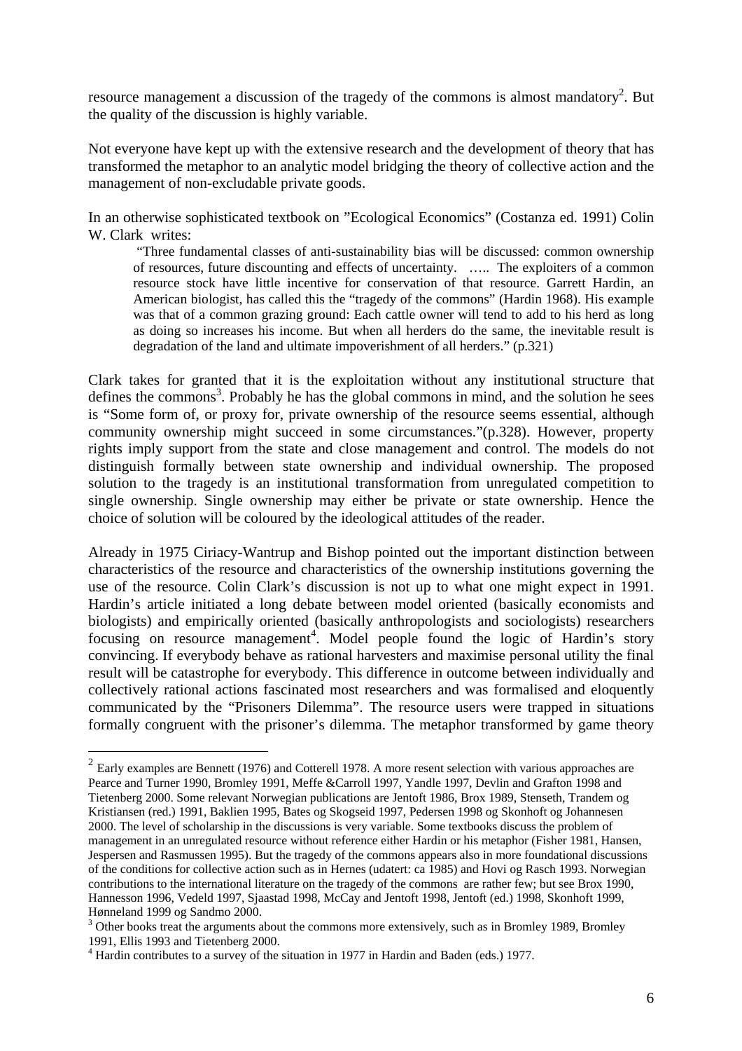resource management a discussion of the tragedy of the commons is almost mandatory[2]. But the quality of the discussion is highly variable.

Not everyone have kept up with the extensive research and the development of theory that has transformed the metaphor to an analytic model bridging the theory of collective action and the management of non-excludable private goods.

In an otherwise sophisticated textbook on "Ecological Economics" (Costanza ed. 1991) Colin W. Clark writes:

> "Three fundamental classes of anti-sustainability bias will be discussed: common ownership of resources, future discounting and effects of uncertainty. ….. The exploiters of a common resource stock have little incentive for conservation of that resource. Garrett Hardin, an American biologist, has called this the "tragedy of the commons" (Hardin 1968). His example was that of a common grazing ground: Each cattle owner will tend to add to his herd as long as doing so increases his income. But when all herders do the same, the inevitable result is degradation of the land and ultimate impoverishment of all herders." (p.321)

Clark takes for granted that it is the exploitation without any institutional structure that defines the commons[3]. Probably he has the global commons in mind, and the solution he sees is "Some form of, or proxy for, private ownership of the resource seems essential, although community ownership might succeed in some circumstances."(p.328). However, property rights imply support from the state and close management and control. The models do not distinguish formally between state ownership and individual ownership. The proposed solution to the tragedy is an institutional transformation from unregulated competition to single ownership. Single ownership may either be private or state ownership. Hence the choice of solution will be coloured by the ideological attitudes of the reader.

Already in 1975 Ciriacy-Wantrup and Bishop pointed out the important distinction between characteristics of the resource and characteristics of the ownership institutions governing the use of the resource. Colin Clark's discussion is not up to what one might expect in 1991. Hardin's article initiated a long debate between model oriented (basically economists and biologists) and empirically oriented (basically anthropologists and sociologists) researchers focusing on resource management[4]. Model people found the logic of Hardin's story convincing. If everybody behave as rational harvesters and maximise personal utility the final result will be catastrophe for everybody. This difference in outcome between individually and collectively rational actions fascinated most researchers and was formalised and eloquently communicated by the "Prisoners Dilemma". The resource users were trapped in situations formally congruent with the prisoner's dilemma. The metaphor transformed by game theory

---

[2] Early examples are Bennett (1976) and Cotterell 1978. A more resent selection with various approaches are Pearce and Turner 1990, Bromley 1991, Meffe &Carroll 1997, Yandle 1997, Devlin and Grafton 1998 and Tietenberg 2000. Some relevant Norwegian publications are Jentoft 1986, Brox 1989, Stenseth, Trandem og Kristiansen (red.) 1991, Baklien 1995, Bates og Skogseid 1997, Pedersen 1998 og Skonhoft og Johannesen 2000. The level of scholarship in the discussions is very variable. Some textbooks discuss the problem of management in an unregulated resource without reference either Hardin or his metaphor (Fisher 1981, Hansen, Jespersen and Rasmussen 1995). But the tragedy of the commons appears also in more foundational discussions of the conditions for collective action such as in Hernes (udatert: ca 1985) and Hovi og Rasch 1993. Norwegian contributions to the international literature on the tragedy of the commons are rather few; but see Brox 1990, Hannesson 1996, Vedeld 1997, Sjaastad 1998, McCay and Jentoft 1998, Jentoft (ed.) 1998, Skonhoft 1999, Hønneland 1999 og Sandmo 2000.

[3] Other books treat the arguments about the commons more extensively, such as in Bromley 1989, Bromley 1991, Ellis 1993 and Tietenberg 2000.

[4] Hardin contributes to a survey of the situation in 1977 in Hardin and Baden (eds.) 1977.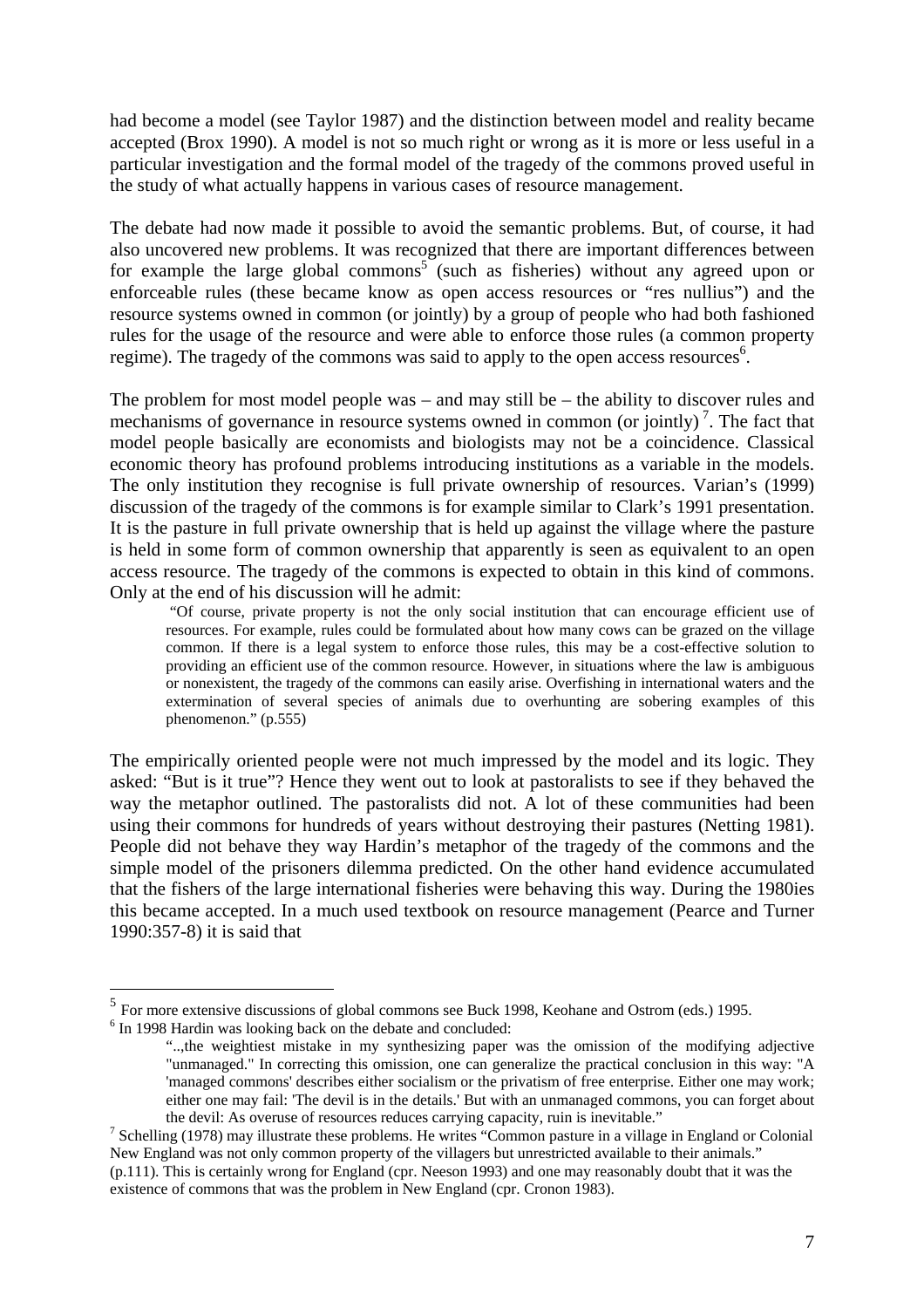had become a model (see Taylor 1987) and the distinction between model and reality became accepted (Brox 1990). A model is not so much right or wrong as it is more or less useful in a particular investigation and the formal model of the tragedy of the commons proved useful in the study of what actually happens in various cases of resource management.

The debate had now made it possible to avoid the semantic problems. But, of course, it had also uncovered new problems. It was recognized that there are important differences between for example the large global commons[5] (such as fisheries) without any agreed upon or enforceable rules (these became know as open access resources or "res nullius") and the resource systems owned in common (or jointly) by a group of people who had both fashioned rules for the usage of the resource and were able to enforce those rules (a common property regime). The tragedy of the commons was said to apply to the open access resources[6].

The problem for most model people was – and may still be – the ability to discover rules and mechanisms of governance in resource systems owned in common (or jointly)[7]. The fact that model people basically are economists and biologists may not be a coincidence. Classical economic theory has profound problems introducing institutions as a variable in the models. The only institution they recognise is full private ownership of resources. Varian's (1999) discussion of the tragedy of the commons is for example similar to Clark's 1991 presentation. It is the pasture in full private ownership that is held up against the village where the pasture is held in some form of common ownership that apparently is seen as equivalent to an open access resource. The tragedy of the commons is expected to obtain in this kind of commons. Only at the end of his discussion will he admit:

> "Of course, private property is not the only social institution that can encourage efficient use of resources. For example, rules could be formulated about how many cows can be grazed on the village common. If there is a legal system to enforce those rules, this may be a cost-effective solution to providing an efficient use of the common resource. However, in situations where the law is ambiguous or nonexistent, the tragedy of the commons can easily arise. Overfishing in international waters and the extermination of several species of animals due to overhunting are sobering examples of this phenomenon." (p.555)

The empirically oriented people were not much impressed by the model and its logic. They asked: "But is it true"? Hence they went out to look at pastoralists to see if they behaved the way the metaphor outlined. The pastoralists did not. A lot of these communities had been using their commons for hundreds of years without destroying their pastures (Netting 1981). People did not behave they way Hardin's metaphor of the tragedy of the commons and the simple model of the prisoners dilemma predicted. On the other hand evidence accumulated that the fishers of the large international fisheries were behaving this way. During the 1980ies this became accepted. In a much used textbook on resource management (Pearce and Turner 1990:357-8) it is said that

---

[5] For more extensive discussions of global commons see Buck 1998, Keohane and Ostrom (eds.) 1995.

[6] In 1998 Hardin was looking back on the debate and concluded:

> "..,the weightiest mistake in my synthesizing paper was the omission of the modifying adjective "unmanaged." In correcting this omission, one can generalize the practical conclusion in this way: "A 'managed commons' describes either socialism or the privatism of free enterprise. Either one may work; either one may fail: 'The devil is in the details.' But with an unmanaged commons, you can forget about the devil: As overuse of resources reduces carrying capacity, ruin is inevitable."

[7] Schelling (1978) may illustrate these problems. He writes "Common pasture in a village in England or Colonial New England was not only common property of the villagers but unrestricted available to their animals." (p.111). This is certainly wrong for England (cpr. Neeson 1993) and one may reasonably doubt that it was the existence of commons that was the problem in New England (cpr. Cronon 1983).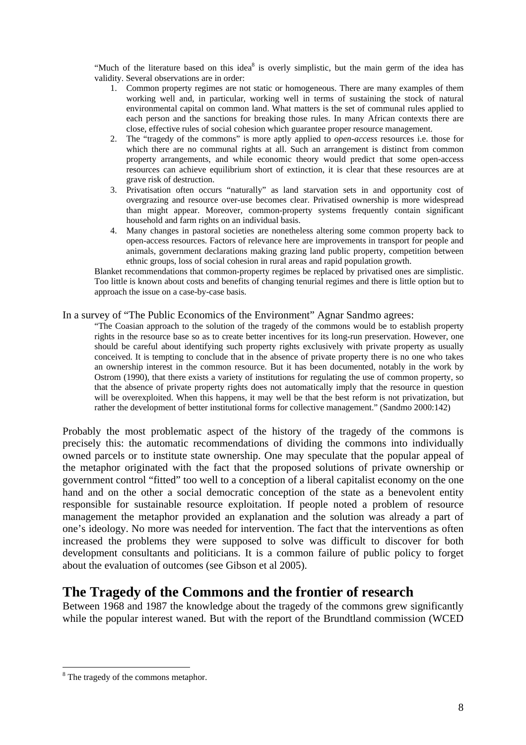> "Much of the literature based on this idea[8] is overly simplistic, but the main germ of the idea has validity. Several observations are in order:
>
> 1. Common property regimes are not static or homogeneous. There are many examples of them working well and, in particular, working well in terms of sustaining the stock of natural environmental capital on common land. What matters is the set of communal rules applied to each person and the sanctions for breaking those rules. In many African contexts there are close, effective rules of social cohesion which guarantee proper resource management.
> 2. The "tragedy of the commons" is more aptly applied to *open-access* resources i.e. those for which there are no communal rights at all. Such an arrangement is distinct from common property arrangements, and while economic theory would predict that some open-access resources can achieve equilibrium short of extinction, it is clear that these resources are at grave risk of destruction.
> 3. Privatisation often occurs "naturally" as land starvation sets in and opportunity cost of overgrazing and resource over-use becomes clear. Privatised ownership is more widespread than might appear. Moreover, common-property systems frequently contain significant household and farm rights on an individual basis.
> 4. Many changes in pastoral societies are nonetheless altering some common property back to open-access resources. Factors of relevance here are improvements in transport for people and animals, government declarations making grazing land public property, competition between ethnic groups, loss of social cohesion in rural areas and rapid population growth.
>
> Blanket recommendations that common-property regimes be replaced by privatised ones are simplistic. Too little is known about costs and benefits of changing tenurial regimes and there is little option but to approach the issue on a case-by-case basis.

In a survey of "The Public Economics of the Environment" Agnar Sandmo agrees:

> "The Coasian approach to the solution of the tragedy of the commons would be to establish property rights in the resource base so as to create better incentives for its long-run preservation. However, one should be careful about identifying such property rights exclusively with private property as usually conceived. It is tempting to conclude that in the absence of private property there is no one who takes an ownership interest in the common resource. But it has been documented, notably in the work by Ostrom (1990), that there exists a variety of institutions for regulating the use of common property, so that the absence of private property rights does not automatically imply that the resource in question will be overexploited. When this happens, it may well be that the best reform is not privatization, but rather the development of better institutional forms for collective management." (Sandmo 2000:142)

Probably the most problematic aspect of the history of the tragedy of the commons is precisely this: the automatic recommendations of dividing the commons into individually owned parcels or to institute state ownership. One may speculate that the popular appeal of the metaphor originated with the fact that the proposed solutions of private ownership or government control "fitted" too well to a conception of a liberal capitalist economy on the one hand and on the other a social democratic conception of the state as a benevolent entity responsible for sustainable resource exploitation. If people noted a problem of resource management the metaphor provided an explanation and the solution was already a part of one's ideology. No more was needed for intervention. The fact that the interventions as often increased the problems they were supposed to solve was difficult to discover for both development consultants and politicians. It is a common failure of public policy to forget about the evaluation of outcomes (see Gibson et al 2005).

## The Tragedy of the Commons and the frontier of research

Between 1968 and 1987 the knowledge about the tragedy of the commons grew significantly while the popular interest waned. But with the report of the Brundtland commission (WCED

[8] The tragedy of the commons metaphor.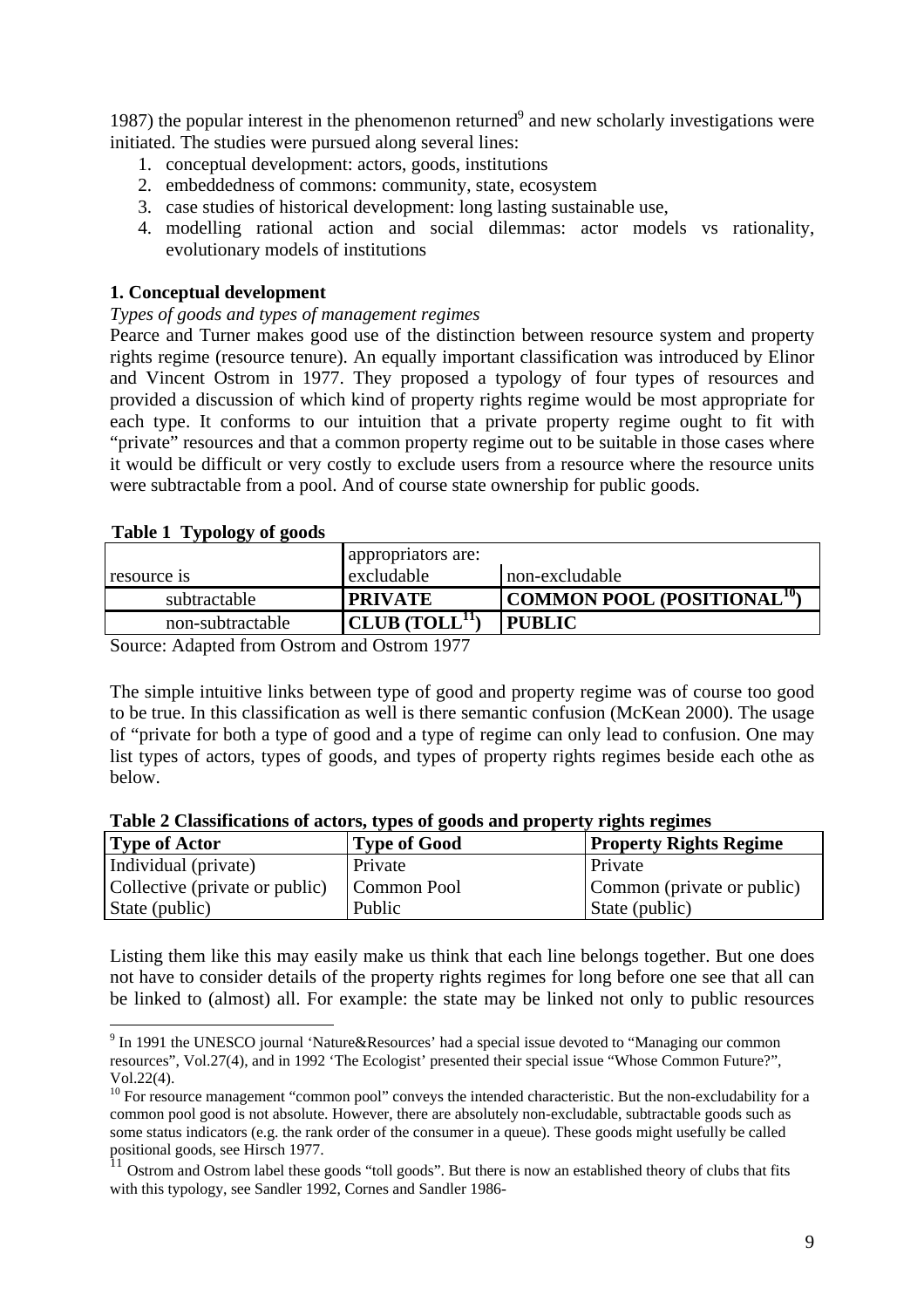1987) the popular interest in the phenomenon returned[9] and new scholarly investigations were initiated. The studies were pursued along several lines:

1. conceptual development: actors, goods, institutions
2. embeddedness of commons: community, state, ecosystem
3. case studies of historical development: long lasting sustainable use,
4. modelling rational action and social dilemmas: actor models vs rationality, evolutionary models of institutions

**1. Conceptual development**

*Types of goods and types of management regimes*

Pearce and Turner makes good use of the distinction between resource system and property rights regime (resource tenure). An equally important classification was introduced by Elinor and Vincent Ostrom in 1977. They proposed a typology of four types of resources and provided a discussion of which kind of property rights regime would be most appropriate for each type. It conforms to our intuition that a private property regime ought to fit with "private" resources and that a common property regime out to be suitable in those cases where it would be difficult or very costly to exclude users from a resource where the resource units were subtractable from a pool. And of course state ownership for public goods.

**Table 1 Typology of goods**

| | appropriators are: | |
|---|---|---|
| resource is | excludable | non-excludable |
| subtractable | **PRIVATE** | **COMMON POOL (POSITIONAL[10])** |
| non-subtractable | **CLUB (TOLL[11])** | **PUBLIC** |

Source: Adapted from Ostrom and Ostrom 1977

The simple intuitive links between type of good and property regime was of course too good to be true. In this classification as well is there semantic confusion (McKean 2000). The usage of "private for both a type of good and a type of regime can only lead to confusion. One may list types of actors, types of goods, and types of property rights regimes beside each othe as below.

**Table 2 Classifications of actors, types of goods and property rights regimes**

| Type of Actor | Type of Good | Property Rights Regime |
|---|---|---|
| Individual (private) | Private | Private |
| Collective (private or public) | Common Pool | Common (private or public) |
| State (public) | Public | State (public) |

Listing them like this may easily make us think that each line belongs together. But one does not have to consider details of the property rights regimes for long before one see that all can be linked to (almost) all. For example: the state may be linked not only to public resources

[9] In 1991 the UNESCO journal 'Nature&Resources' had a special issue devoted to "Managing our common resources", Vol.27(4), and in 1992 'The Ecologist' presented their special issue "Whose Common Future?", Vol.22(4).

[10] For resource management "common pool" conveys the intended characteristic. But the non-excludability for a common pool good is not absolute. However, there are absolutely non-excludable, subtractable goods such as some status indicators (e.g. the rank order of the consumer in a queue). These goods might usefully be called positional goods, see Hirsch 1977.

[11] Ostrom and Ostrom label these goods "toll goods". But there is now an established theory of clubs that fits with this typology, see Sandler 1992, Cornes and Sandler 1986-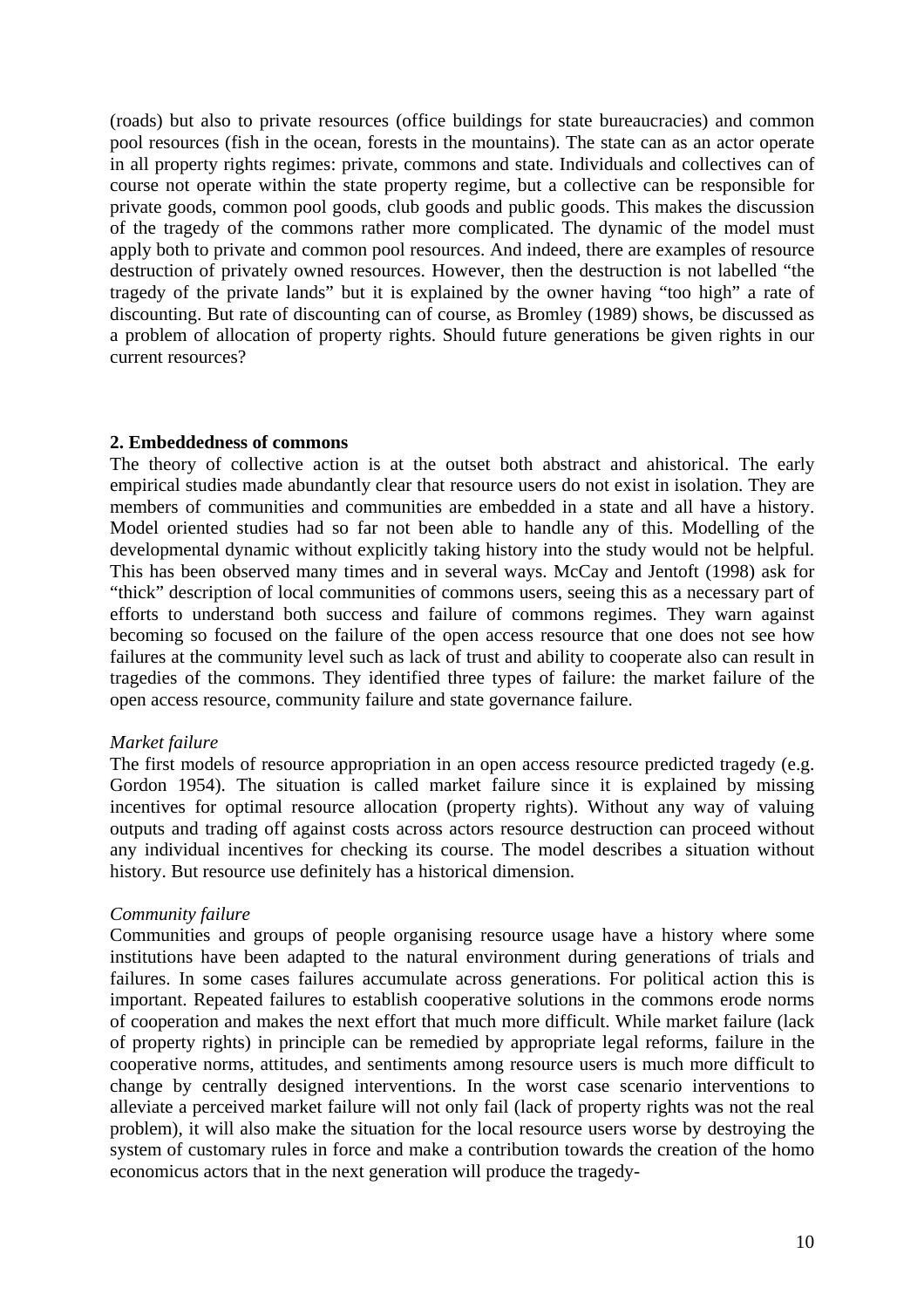(roads) but also to private resources (office buildings for state bureaucracies) and common pool resources (fish in the ocean, forests in the mountains). The state can as an actor operate in all property rights regimes: private, commons and state. Individuals and collectives can of course not operate within the state property regime, but a collective can be responsible for private goods, common pool goods, club goods and public goods. This makes the discussion of the tragedy of the commons rather more complicated. The dynamic of the model must apply both to private and common pool resources. And indeed, there are examples of resource destruction of privately owned resources. However, then the destruction is not labelled "the tragedy of the private lands" but it is explained by the owner having "too high" a rate of discounting. But rate of discounting can of course, as Bromley (1989) shows, be discussed as a problem of allocation of property rights. Should future generations be given rights in our current resources?

## 2. Embeddedness of commons

The theory of collective action is at the outset both abstract and ahistorical. The early empirical studies made abundantly clear that resource users do not exist in isolation. They are members of communities and communities are embedded in a state and all have a history. Model oriented studies had so far not been able to handle any of this. Modelling of the developmental dynamic without explicitly taking history into the study would not be helpful. This has been observed many times and in several ways. McCay and Jentoft (1998) ask for "thick" description of local communities of commons users, seeing this as a necessary part of efforts to understand both success and failure of commons regimes. They warn against becoming so focused on the failure of the open access resource that one does not see how failures at the community level such as lack of trust and ability to cooperate also can result in tragedies of the commons. They identified three types of failure: the market failure of the open access resource, community failure and state governance failure.

### *Market failure*

The first models of resource appropriation in an open access resource predicted tragedy (e.g. Gordon 1954). The situation is called market failure since it is explained by missing incentives for optimal resource allocation (property rights). Without any way of valuing outputs and trading off against costs across actors resource destruction can proceed without any individual incentives for checking its course. The model describes a situation without history. But resource use definitely has a historical dimension.

### *Community failure*

Communities and groups of people organising resource usage have a history where some institutions have been adapted to the natural environment during generations of trials and failures. In some cases failures accumulate across generations. For political action this is important. Repeated failures to establish cooperative solutions in the commons erode norms of cooperation and makes the next effort that much more difficult. While market failure (lack of property rights) in principle can be remedied by appropriate legal reforms, failure in the cooperative norms, attitudes, and sentiments among resource users is much more difficult to change by centrally designed interventions. In the worst case scenario interventions to alleviate a perceived market failure will not only fail (lack of property rights was not the real problem), it will also make the situation for the local resource users worse by destroying the system of customary rules in force and make a contribution towards the creation of the homo economicus actors that in the next generation will produce the tragedy-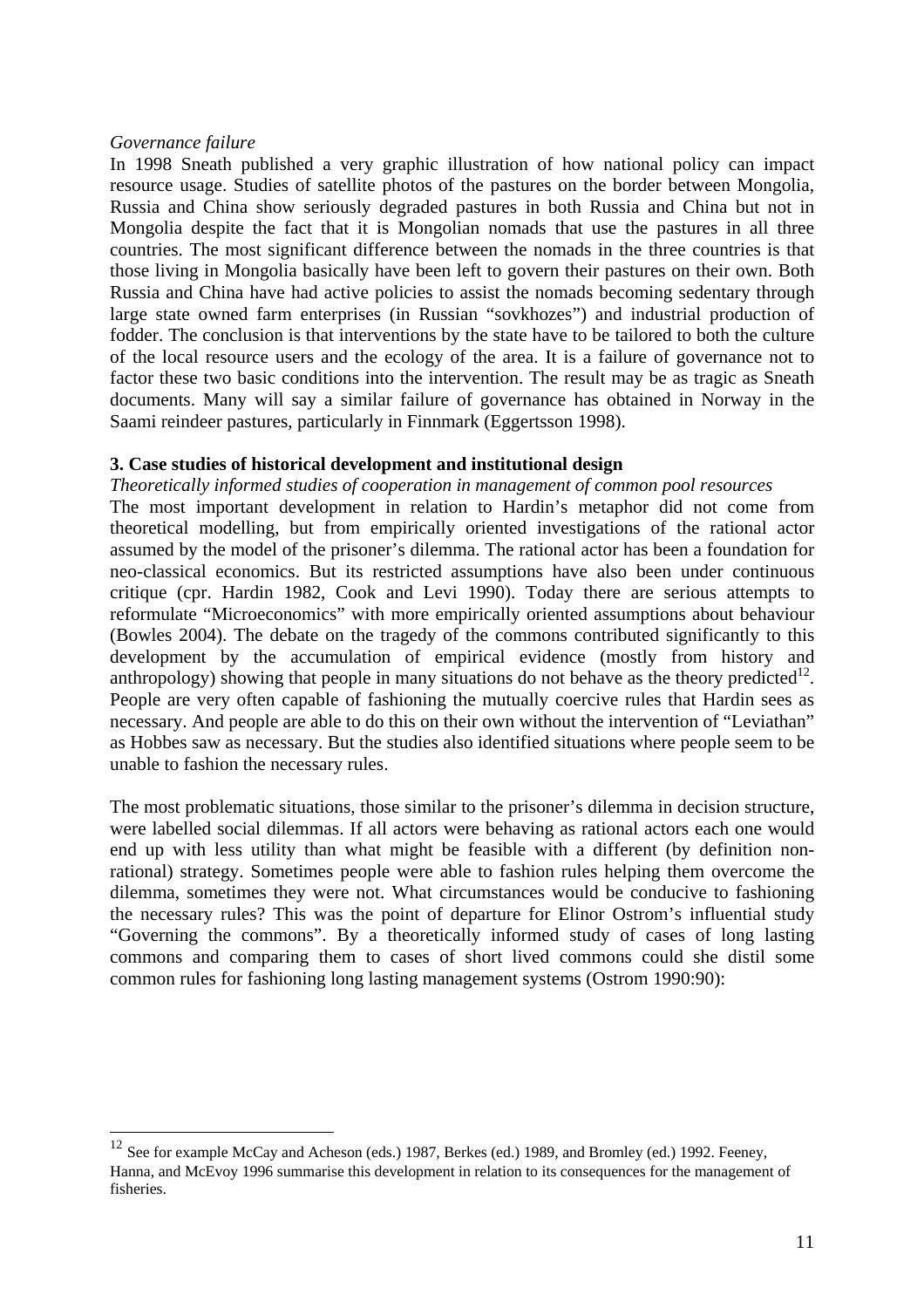*Governance failure*

In 1998 Sneath published a very graphic illustration of how national policy can impact resource usage. Studies of satellite photos of the pastures on the border between Mongolia, Russia and China show seriously degraded pastures in both Russia and China but not in Mongolia despite the fact that it is Mongolian nomads that use the pastures in all three countries. The most significant difference between the nomads in the three countries is that those living in Mongolia basically have been left to govern their pastures on their own. Both Russia and China have had active policies to assist the nomads becoming sedentary through large state owned farm enterprises (in Russian "sovkhozes") and industrial production of fodder. The conclusion is that interventions by the state have to be tailored to both the culture of the local resource users and the ecology of the area. It is a failure of governance not to factor these two basic conditions into the intervention. The result may be as tragic as Sneath documents. Many will say a similar failure of governance has obtained in Norway in the Saami reindeer pastures, particularly in Finnmark (Eggertsson 1998).

### 3. Case studies of historical development and institutional design

*Theoretically informed studies of cooperation in management of common pool resources*

The most important development in relation to Hardin's metaphor did not come from theoretical modelling, but from empirically oriented investigations of the rational actor assumed by the model of the prisoner's dilemma. The rational actor has been a foundation for neo-classical economics. But its restricted assumptions have also been under continuous critique (cpr. Hardin 1982, Cook and Levi 1990). Today there are serious attempts to reformulate "Microeconomics" with more empirically oriented assumptions about behaviour (Bowles 2004). The debate on the tragedy of the commons contributed significantly to this development by the accumulation of empirical evidence (mostly from history and anthropology) showing that people in many situations do not behave as the theory predicted[12]. People are very often capable of fashioning the mutually coercive rules that Hardin sees as necessary. And people are able to do this on their own without the intervention of "Leviathan" as Hobbes saw as necessary. But the studies also identified situations where people seem to be unable to fashion the necessary rules.

The most problematic situations, those similar to the prisoner's dilemma in decision structure, were labelled social dilemmas. If all actors were behaving as rational actors each one would end up with less utility than what might be feasible with a different (by definition non-rational) strategy. Sometimes people were able to fashion rules helping them overcome the dilemma, sometimes they were not. What circumstances would be conducive to fashioning the necessary rules? This was the point of departure for Elinor Ostrom's influential study "Governing the commons". By a theoretically informed study of cases of long lasting commons and comparing them to cases of short lived commons could she distil some common rules for fashioning long lasting management systems (Ostrom 1990:90):

---

[12] See for example McCay and Acheson (eds.) 1987, Berkes (ed.) 1989, and Bromley (ed.) 1992. Feeney, Hanna, and McEvoy 1996 summarise this development in relation to its consequences for the management of fisheries.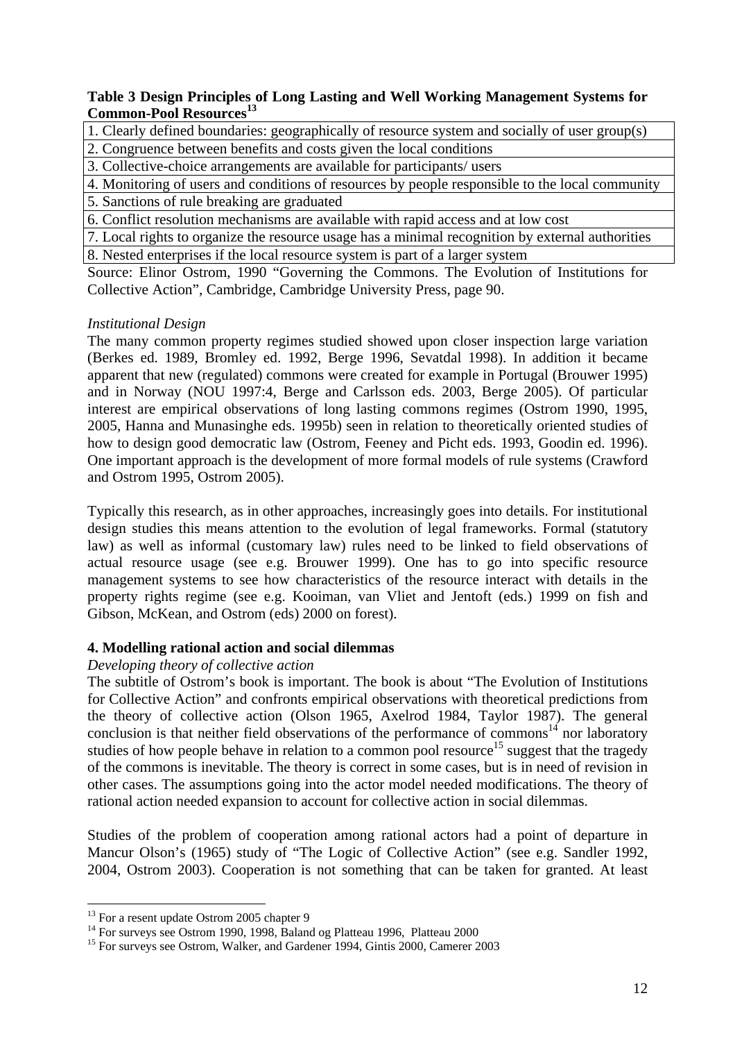**Table 3 Design Principles of Long Lasting and Well Working Management Systems for Common-Pool Resources**[13]

| |
|---|
| 1. Clearly defined boundaries: geographically of resource system and socially of user group(s) |
| 2. Congruence between benefits and costs given the local conditions |
| 3. Collective-choice arrangements are available for participants/ users |
| 4. Monitoring of users and conditions of resources by people responsible to the local community |
| 5. Sanctions of rule breaking are graduated |
| 6. Conflict resolution mechanisms are available with rapid access and at low cost |
| 7. Local rights to organize the resource usage has a minimal recognition by external authorities |
| 8. Nested enterprises if the local resource system is part of a larger system |

Source: Elinor Ostrom, 1990 "Governing the Commons. The Evolution of Institutions for Collective Action", Cambridge, Cambridge University Press, page 90.

*Institutional Design*

The many common property regimes studied showed upon closer inspection large variation (Berkes ed. 1989, Bromley ed. 1992, Berge 1996, Sevatdal 1998). In addition it became apparent that new (regulated) commons were created for example in Portugal (Brouwer 1995) and in Norway (NOU 1997:4, Berge and Carlsson eds. 2003, Berge 2005). Of particular interest are empirical observations of long lasting commons regimes (Ostrom 1990, 1995, 2005, Hanna and Munasinghe eds. 1995b) seen in relation to theoretically oriented studies of how to design good democratic law (Ostrom, Feeney and Picht eds. 1993, Goodin ed. 1996). One important approach is the development of more formal models of rule systems (Crawford and Ostrom 1995, Ostrom 2005).

Typically this research, as in other approaches, increasingly goes into details. For institutional design studies this means attention to the evolution of legal frameworks. Formal (statutory law) as well as informal (customary law) rules need to be linked to field observations of actual resource usage (see e.g. Brouwer 1999). One has to go into specific resource management systems to see how characteristics of the resource interact with details in the property rights regime (see e.g. Kooiman, van Vliet and Jentoft (eds.) 1999 on fish and Gibson, McKean, and Ostrom (eds) 2000 on forest).

## 4. Modelling rational action and social dilemmas

*Developing theory of collective action*

The subtitle of Ostrom's book is important. The book is about "The Evolution of Institutions for Collective Action" and confronts empirical observations with theoretical predictions from the theory of collective action (Olson 1965, Axelrod 1984, Taylor 1987). The general conclusion is that neither field observations of the performance of commons[14] nor laboratory studies of how people behave in relation to a common pool resource[15] suggest that the tragedy of the commons is inevitable. The theory is correct in some cases, but is in need of revision in other cases. The assumptions going into the actor model needed modifications. The theory of rational action needed expansion to account for collective action in social dilemmas.

Studies of the problem of cooperation among rational actors had a point of departure in Mancur Olson's (1965) study of "The Logic of Collective Action" (see e.g. Sandler 1992, 2004, Ostrom 2003). Cooperation is not something that can be taken for granted. At least

[13] For a resent update Ostrom 2005 chapter 9

[14] For surveys see Ostrom 1990, 1998, Baland og Platteau 1996, Platteau 2000

[15] For surveys see Ostrom, Walker, and Gardener 1994, Gintis 2000, Camerer 2003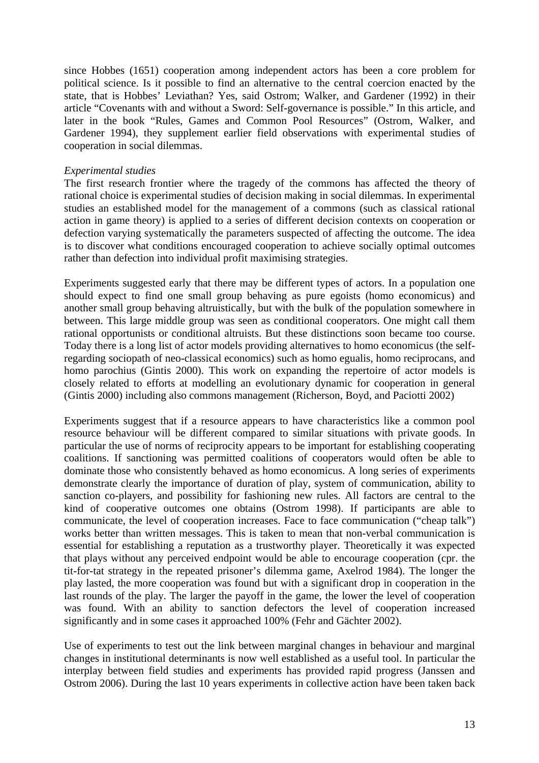since Hobbes (1651) cooperation among independent actors has been a core problem for political science. Is it possible to find an alternative to the central coercion enacted by the state, that is Hobbes' Leviathan? Yes, said Ostrom; Walker, and Gardener (1992) in their article "Covenants with and without a Sword: Self-governance is possible." In this article, and later in the book "Rules, Games and Common Pool Resources" (Ostrom, Walker, and Gardener 1994), they supplement earlier field observations with experimental studies of cooperation in social dilemmas.

*Experimental studies*

The first research frontier where the tragedy of the commons has affected the theory of rational choice is experimental studies of decision making in social dilemmas. In experimental studies an established model for the management of a commons (such as classical rational action in game theory) is applied to a series of different decision contexts on cooperation or defection varying systematically the parameters suspected of affecting the outcome. The idea is to discover what conditions encouraged cooperation to achieve socially optimal outcomes rather than defection into individual profit maximising strategies.

Experiments suggested early that there may be different types of actors. In a population one should expect to find one small group behaving as pure egoists (homo economicus) and another small group behaving altruistically, but with the bulk of the population somewhere in between. This large middle group was seen as conditional cooperators. One might call them rational opportunists or conditional altruists. But these distinctions soon became too course. Today there is a long list of actor models providing alternatives to homo economicus (the self-regarding sociopath of neo-classical economics) such as homo egualis, homo reciprocans, and homo parochius (Gintis 2000). This work on expanding the repertoire of actor models is closely related to efforts at modelling an evolutionary dynamic for cooperation in general (Gintis 2000) including also commons management (Richerson, Boyd, and Paciotti 2002)

Experiments suggest that if a resource appears to have characteristics like a common pool resource behaviour will be different compared to similar situations with private goods. In particular the use of norms of reciprocity appears to be important for establishing cooperating coalitions. If sanctioning was permitted coalitions of cooperators would often be able to dominate those who consistently behaved as homo economicus. A long series of experiments demonstrate clearly the importance of duration of play, system of communication, ability to sanction co-players, and possibility for fashioning new rules. All factors are central to the kind of cooperative outcomes one obtains (Ostrom 1998). If participants are able to communicate, the level of cooperation increases. Face to face communication ("cheap talk") works better than written messages. This is taken to mean that non-verbal communication is essential for establishing a reputation as a trustworthy player. Theoretically it was expected that plays without any perceived endpoint would be able to encourage cooperation (cpr. the tit-for-tat strategy in the repeated prisoner's dilemma game, Axelrod 1984). The longer the play lasted, the more cooperation was found but with a significant drop in cooperation in the last rounds of the play. The larger the payoff in the game, the lower the level of cooperation was found. With an ability to sanction defectors the level of cooperation increased significantly and in some cases it approached 100% (Fehr and Gächter 2002).

Use of experiments to test out the link between marginal changes in behaviour and marginal changes in institutional determinants is now well established as a useful tool. In particular the interplay between field studies and experiments has provided rapid progress (Janssen and Ostrom 2006). During the last 10 years experiments in collective action have been taken back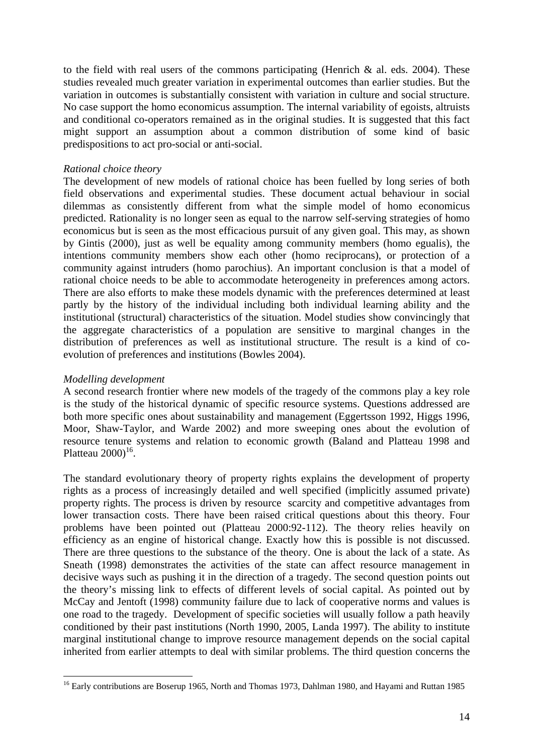to the field with real users of the commons participating (Henrich & al. eds. 2004). These studies revealed much greater variation in experimental outcomes than earlier studies. But the variation in outcomes is substantially consistent with variation in culture and social structure. No case support the homo economicus assumption. The internal variability of egoists, altruists and conditional co-operators remained as in the original studies. It is suggested that this fact might support an assumption about a common distribution of some kind of basic predispositions to act pro-social or anti-social.

*Rational choice theory*

The development of new models of rational choice has been fuelled by long series of both field observations and experimental studies. These document actual behaviour in social dilemmas as consistently different from what the simple model of homo economicus predicted. Rationality is no longer seen as equal to the narrow self-serving strategies of homo economicus but is seen as the most efficacious pursuit of any given goal. This may, as shown by Gintis (2000), just as well be equality among community members (homo egualis), the intentions community members show each other (homo reciprocans), or protection of a community against intruders (homo parochius). An important conclusion is that a model of rational choice needs to be able to accommodate heterogeneity in preferences among actors. There are also efforts to make these models dynamic with the preferences determined at least partly by the history of the individual including both individual learning ability and the institutional (structural) characteristics of the situation. Model studies show convincingly that the aggregate characteristics of a population are sensitive to marginal changes in the distribution of preferences as well as institutional structure. The result is a kind of co-evolution of preferences and institutions (Bowles 2004).

*Modelling development*

A second research frontier where new models of the tragedy of the commons play a key role is the study of the historical dynamic of specific resource systems. Questions addressed are both more specific ones about sustainability and management (Eggertsson 1992, Higgs 1996, Moor, Shaw-Taylor, and Warde 2002) and more sweeping ones about the evolution of resource tenure systems and relation to economic growth (Baland and Platteau 1998 and Platteau 2000)[16].

The standard evolutionary theory of property rights explains the development of property rights as a process of increasingly detailed and well specified (implicitly assumed private) property rights. The process is driven by resource scarcity and competitive advantages from lower transaction costs. There have been raised critical questions about this theory. Four problems have been pointed out (Platteau 2000:92-112). The theory relies heavily on efficiency as an engine of historical change. Exactly how this is possible is not discussed. There are three questions to the substance of the theory. One is about the lack of a state. As Sneath (1998) demonstrates the activities of the state can affect resource management in decisive ways such as pushing it in the direction of a tragedy. The second question points out the theory's missing link to effects of different levels of social capital. As pointed out by McCay and Jentoft (1998) community failure due to lack of cooperative norms and values is one road to the tragedy. Development of specific societies will usually follow a path heavily conditioned by their past institutions (North 1990, 2005, Landa 1997). The ability to institute marginal institutional change to improve resource management depends on the social capital inherited from earlier attempts to deal with similar problems. The third question concerns the

[16] Early contributions are Boserup 1965, North and Thomas 1973, Dahlman 1980, and Hayami and Ruttan 1985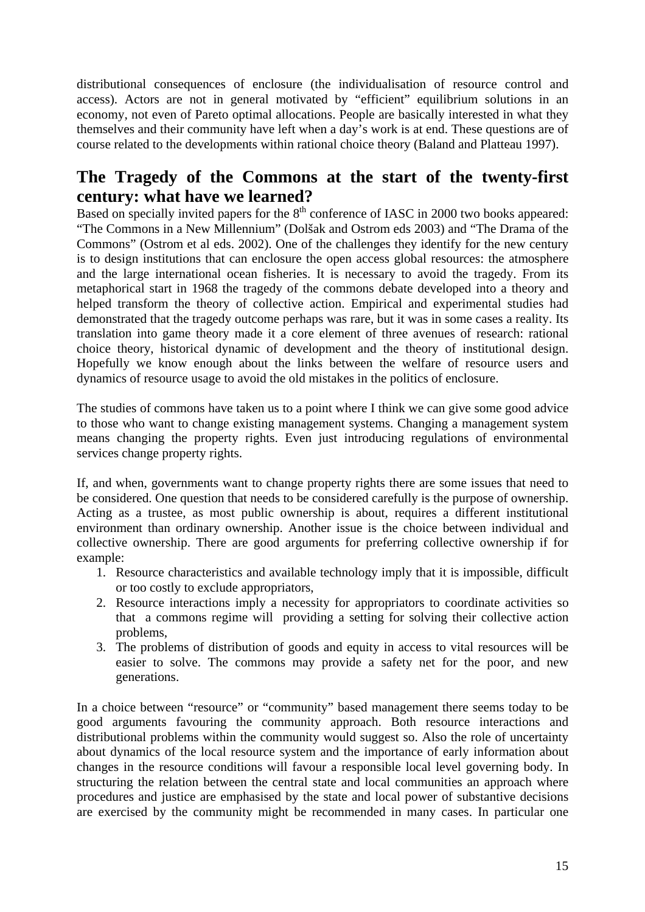distributional consequences of enclosure (the individualisation of resource control and access). Actors are not in general motivated by "efficient" equilibrium solutions in an economy, not even of Pareto optimal allocations. People are basically interested in what they themselves and their community have left when a day's work is at end. These questions are of course related to the developments within rational choice theory (Baland and Platteau 1997).

## The Tragedy of the Commons at the start of the twenty-first century: what have we learned?

Based on specially invited papers for the 8th conference of IASC in 2000 two books appeared: "The Commons in a New Millennium" (Dolšak and Ostrom eds 2003) and "The Drama of the Commons" (Ostrom et al eds. 2002). One of the challenges they identify for the new century is to design institutions that can enclosure the open access global resources: the atmosphere and the large international ocean fisheries. It is necessary to avoid the tragedy. From its metaphorical start in 1968 the tragedy of the commons debate developed into a theory and helped transform the theory of collective action. Empirical and experimental studies had demonstrated that the tragedy outcome perhaps was rare, but it was in some cases a reality. Its translation into game theory made it a core element of three avenues of research: rational choice theory, historical dynamic of development and the theory of institutional design. Hopefully we know enough about the links between the welfare of resource users and dynamics of resource usage to avoid the old mistakes in the politics of enclosure.

The studies of commons have taken us to a point where I think we can give some good advice to those who want to change existing management systems. Changing a management system means changing the property rights. Even just introducing regulations of environmental services change property rights.

If, and when, governments want to change property rights there are some issues that need to be considered. One question that needs to be considered carefully is the purpose of ownership. Acting as a trustee, as most public ownership is about, requires a different institutional environment than ordinary ownership. Another issue is the choice between individual and collective ownership. There are good arguments for preferring collective ownership if for example:

1. Resource characteristics and available technology imply that it is impossible, difficult or too costly to exclude appropriators,
2. Resource interactions imply a necessity for appropriators to coordinate activities so that a commons regime will providing a setting for solving their collective action problems,
3. The problems of distribution of goods and equity in access to vital resources will be easier to solve. The commons may provide a safety net for the poor, and new generations.

In a choice between "resource" or "community" based management there seems today to be good arguments favouring the community approach. Both resource interactions and distributional problems within the community would suggest so. Also the role of uncertainty about dynamics of the local resource system and the importance of early information about changes in the resource conditions will favour a responsible local level governing body. In structuring the relation between the central state and local communities an approach where procedures and justice are emphasised by the state and local power of substantive decisions are exercised by the community might be recommended in many cases. In particular one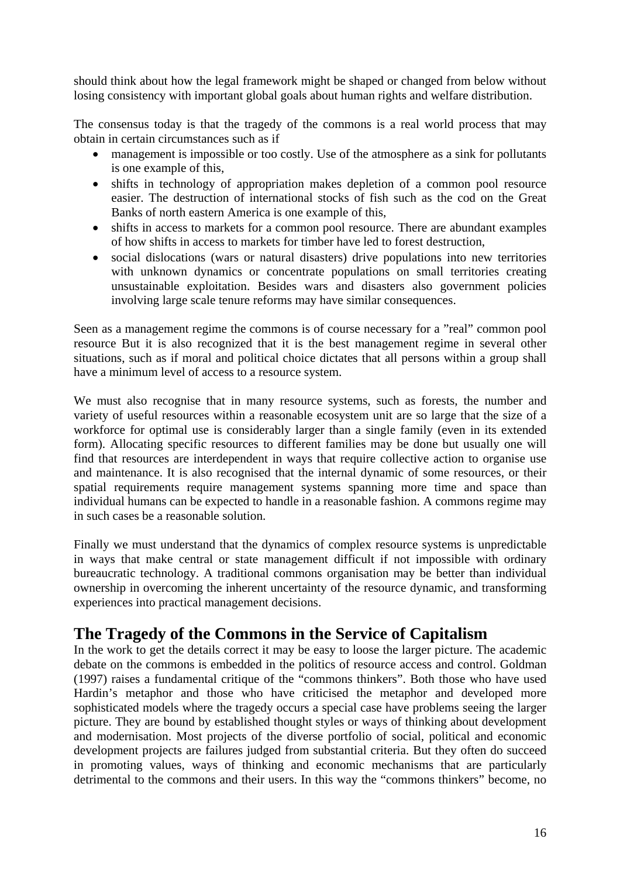should think about how the legal framework might be shaped or changed from below without losing consistency with important global goals about human rights and welfare distribution.

The consensus today is that the tragedy of the commons is a real world process that may obtain in certain circumstances such as if

- management is impossible or too costly. Use of the atmosphere as a sink for pollutants is one example of this,
- shifts in technology of appropriation makes depletion of a common pool resource easier. The destruction of international stocks of fish such as the cod on the Great Banks of north eastern America is one example of this,
- shifts in access to markets for a common pool resource. There are abundant examples of how shifts in access to markets for timber have led to forest destruction,
- social dislocations (wars or natural disasters) drive populations into new territories with unknown dynamics or concentrate populations on small territories creating unsustainable exploitation. Besides wars and disasters also government policies involving large scale tenure reforms may have similar consequences.

Seen as a management regime the commons is of course necessary for a "real" common pool resource But it is also recognized that it is the best management regime in several other situations, such as if moral and political choice dictates that all persons within a group shall have a minimum level of access to a resource system.

We must also recognise that in many resource systems, such as forests, the number and variety of useful resources within a reasonable ecosystem unit are so large that the size of a workforce for optimal use is considerably larger than a single family (even in its extended form). Allocating specific resources to different families may be done but usually one will find that resources are interdependent in ways that require collective action to organise use and maintenance. It is also recognised that the internal dynamic of some resources, or their spatial requirements require management systems spanning more time and space than individual humans can be expected to handle in a reasonable fashion. A commons regime may in such cases be a reasonable solution.

Finally we must understand that the dynamics of complex resource systems is unpredictable in ways that make central or state management difficult if not impossible with ordinary bureaucratic technology. A traditional commons organisation may be better than individual ownership in overcoming the inherent uncertainty of the resource dynamic, and transforming experiences into practical management decisions.

## The Tragedy of the Commons in the Service of Capitalism

In the work to get the details correct it may be easy to loose the larger picture. The academic debate on the commons is embedded in the politics of resource access and control. Goldman (1997) raises a fundamental critique of the "commons thinkers". Both those who have used Hardin's metaphor and those who have criticised the metaphor and developed more sophisticated models where the tragedy occurs a special case have problems seeing the larger picture. They are bound by established thought styles or ways of thinking about development and modernisation. Most projects of the diverse portfolio of social, political and economic development projects are failures judged from substantial criteria. But they often do succeed in promoting values, ways of thinking and economic mechanisms that are particularly detrimental to the commons and their users. In this way the "commons thinkers" become, no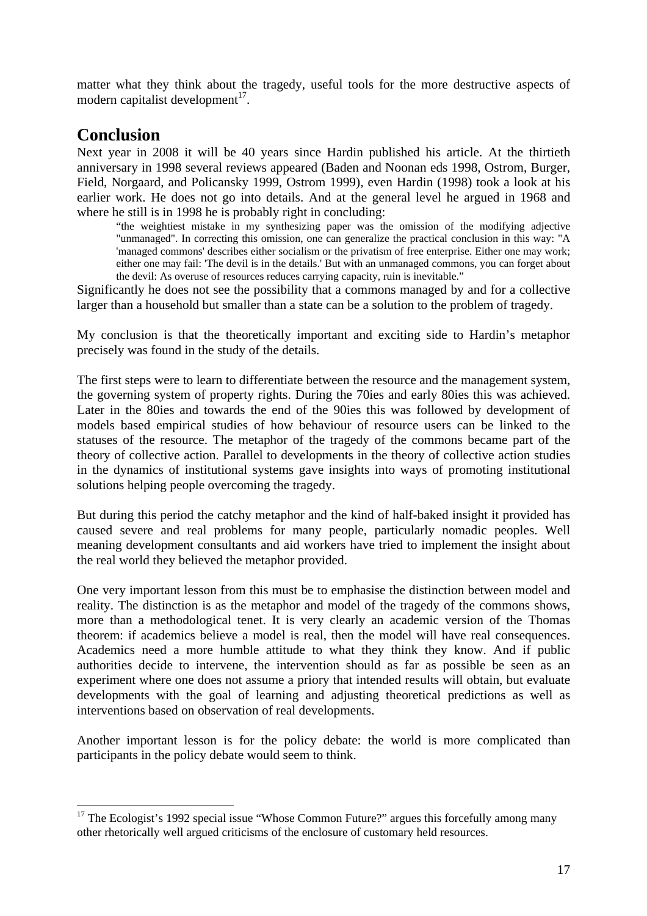matter what they think about the tragedy, useful tools for the more destructive aspects of modern capitalist development[17].

## Conclusion

Next year in 2008 it will be 40 years since Hardin published his article. At the thirtieth anniversary in 1998 several reviews appeared (Baden and Noonan eds 1998, Ostrom, Burger, Field, Norgaard, and Policansky 1999, Ostrom 1999), even Hardin (1998) took a look at his earlier work. He does not go into details. And at the general level he argued in 1968 and where he still is in 1998 he is probably right in concluding:

> "the weightiest mistake in my synthesizing paper was the omission of the modifying adjective "unmanaged". In correcting this omission, one can generalize the practical conclusion in this way: "A 'managed commons' describes either socialism or the privatism of free enterprise. Either one may work; either one may fail: 'The devil is in the details.' But with an unmanaged commons, you can forget about the devil: As overuse of resources reduces carrying capacity, ruin is inevitable."

Significantly he does not see the possibility that a commons managed by and for a collective larger than a household but smaller than a state can be a solution to the problem of tragedy.

My conclusion is that the theoretically important and exciting side to Hardin's metaphor precisely was found in the study of the details.

The first steps were to learn to differentiate between the resource and the management system, the governing system of property rights. During the 70ies and early 80ies this was achieved. Later in the 80ies and towards the end of the 90ies this was followed by development of models based empirical studies of how behaviour of resource users can be linked to the statuses of the resource. The metaphor of the tragedy of the commons became part of the theory of collective action. Parallel to developments in the theory of collective action studies in the dynamics of institutional systems gave insights into ways of promoting institutional solutions helping people overcoming the tragedy.

But during this period the catchy metaphor and the kind of half-baked insight it provided has caused severe and real problems for many people, particularly nomadic peoples. Well meaning development consultants and aid workers have tried to implement the insight about the real world they believed the metaphor provided.

One very important lesson from this must be to emphasise the distinction between model and reality. The distinction is as the metaphor and model of the tragedy of the commons shows, more than a methodological tenet. It is very clearly an academic version of the Thomas theorem: if academics believe a model is real, then the model will have real consequences. Academics need a more humble attitude to what they think they know. And if public authorities decide to intervene, the intervention should as far as possible be seen as an experiment where one does not assume a priory that intended results will obtain, but evaluate developments with the goal of learning and adjusting theoretical predictions as well as interventions based on observation of real developments.

Another important lesson is for the policy debate: the world is more complicated than participants in the policy debate would seem to think.

---

[17] The Ecologist's 1992 special issue "Whose Common Future?" argues this forcefully among many other rhetorically well argued criticisms of the enclosure of customary held resources.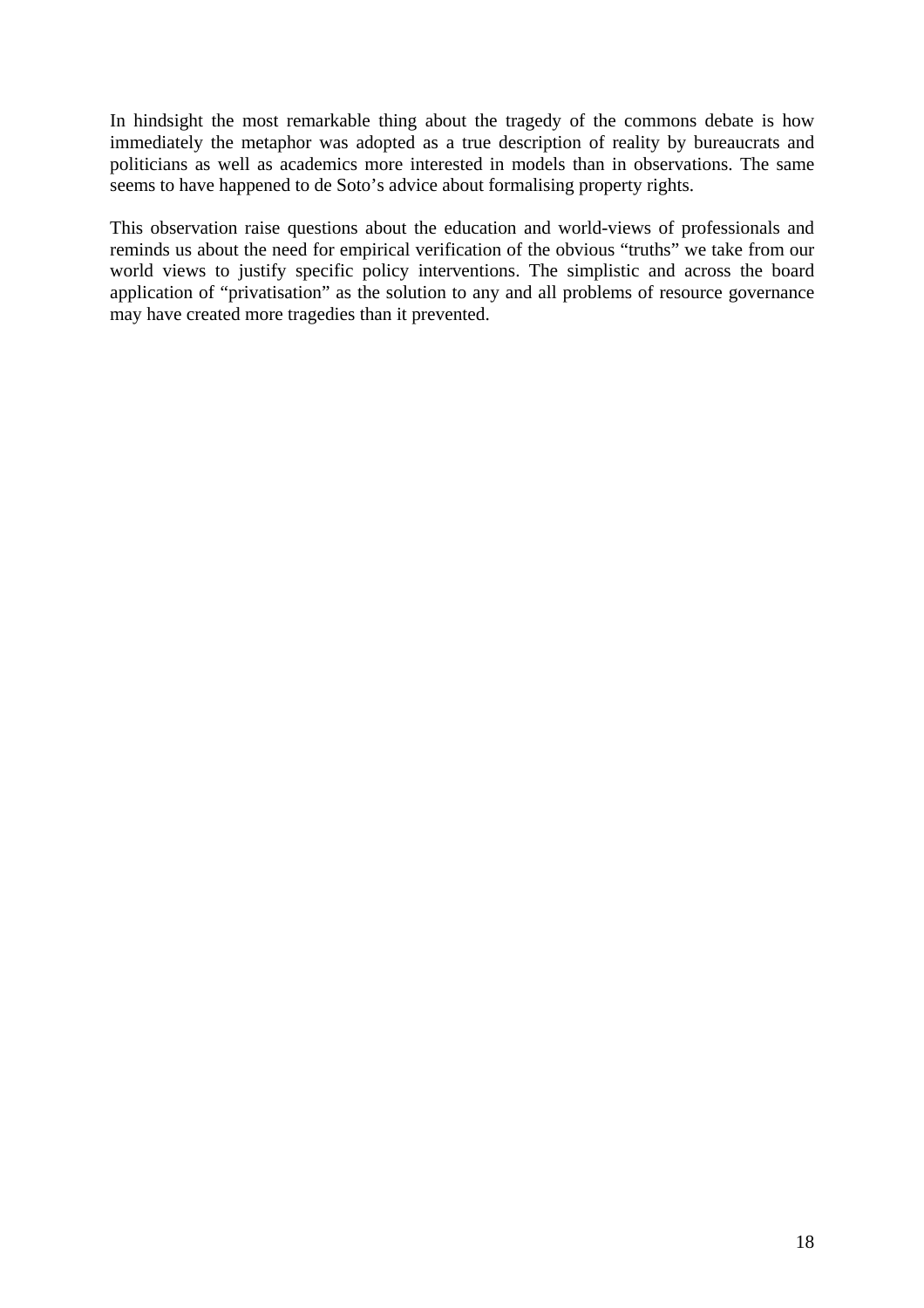In hindsight the most remarkable thing about the tragedy of the commons debate is how immediately the metaphor was adopted as a true description of reality by bureaucrats and politicians as well as academics more interested in models than in observations. The same seems to have happened to de Soto's advice about formalising property rights.

This observation raise questions about the education and world-views of professionals and reminds us about the need for empirical verification of the obvious "truths" we take from our world views to justify specific policy interventions. The simplistic and across the board application of "privatisation" as the solution to any and all problems of resource governance may have created more tragedies than it prevented.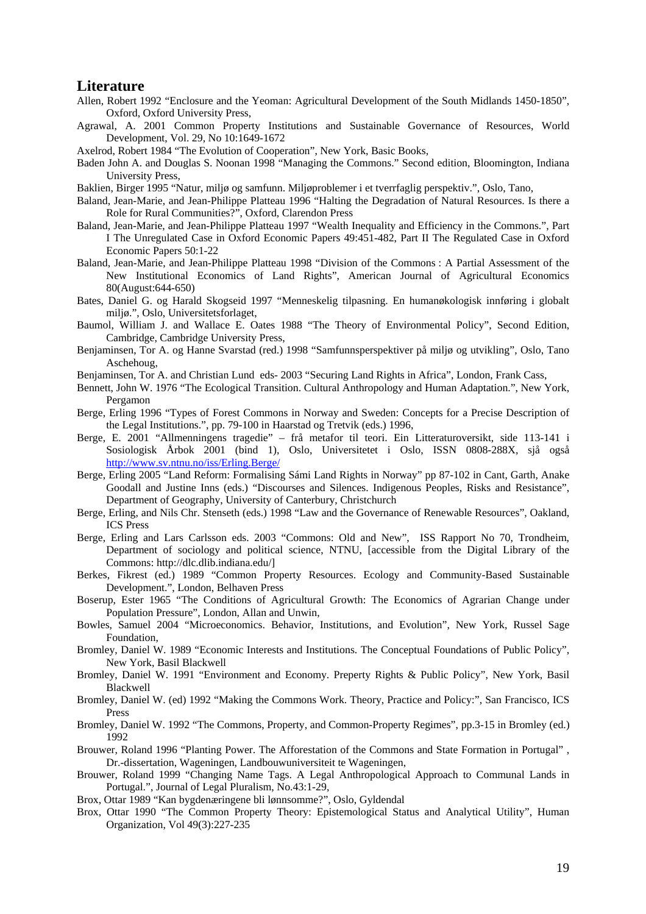## Literature

Allen, Robert 1992 "Enclosure and the Yeoman: Agricultural Development of the South Midlands 1450-1850", Oxford, Oxford University Press,

Agrawal, A. 2001 Common Property Institutions and Sustainable Governance of Resources, World Development, Vol. 29, No 10:1649-1672

Axelrod, Robert 1984 "The Evolution of Cooperation", New York, Basic Books,

Baden John A. and Douglas S. Noonan 1998 "Managing the Commons." Second edition, Bloomington, Indiana University Press,

Baklien, Birger 1995 "Natur, miljø og samfunn. Miljøproblemer i et tverrfaglig perspektiv.", Oslo, Tano,

Baland, Jean-Marie, and Jean-Philippe Platteau 1996 "Halting the Degradation of Natural Resources. Is there a Role for Rural Communities?", Oxford, Clarendon Press

Baland, Jean-Marie, and Jean-Philippe Platteau 1997 "Wealth Inequality and Efficiency in the Commons.", Part I The Unregulated Case in Oxford Economic Papers 49:451-482, Part II The Regulated Case in Oxford Economic Papers 50:1-22

Baland, Jean-Marie, and Jean-Philippe Platteau 1998 "Division of the Commons : A Partial Assessment of the New Institutional Economics of Land Rights", American Journal of Agricultural Economics 80(August:644-650)

Bates, Daniel G. og Harald Skogseid 1997 "Menneskelig tilpasning. En humanøkologisk innføring i globalt miljø.", Oslo, Universitetsforlaget,

Baumol, William J. and Wallace E. Oates 1988 "The Theory of Environmental Policy", Second Edition, Cambridge, Cambridge University Press,

Benjaminsen, Tor A. og Hanne Svarstad (red.) 1998 "Samfunnsperspektiver på miljø og utvikling", Oslo, Tano Aschehoug,

Benjaminsen, Tor A. and Christian Lund eds- 2003 "Securing Land Rights in Africa", London, Frank Cass,

Bennett, John W. 1976 "The Ecological Transition. Cultural Anthropology and Human Adaptation.", New York, Pergamon

Berge, Erling 1996 "Types of Forest Commons in Norway and Sweden: Concepts for a Precise Description of the Legal Institutions.", pp. 79-100 in Haarstad og Tretvik (eds.) 1996,

Berge, E. 2001 "Allmenningens tragedie" – frå metafor til teori. Ein Litteraturoversikt, side 113-141 i Sosiologisk Årbok 2001 (bind 1), Oslo, Universitetet i Oslo, ISSN 0808-288X, sjå også http://www.sv.ntnu.no/iss/Erling.Berge/

Berge, Erling 2005 "Land Reform: Formalising Sámi Land Rights in Norway" pp 87-102 in Cant, Garth, Anake Goodall and Justine Inns (eds.) "Discourses and Silences. Indigenous Peoples, Risks and Resistance", Department of Geography, University of Canterbury, Christchurch

Berge, Erling, and Nils Chr. Stenseth (eds.) 1998 "Law and the Governance of Renewable Resources", Oakland, ICS Press

Berge, Erling and Lars Carlsson eds. 2003 "Commons: Old and New", ISS Rapport No 70, Trondheim, Department of sociology and political science, NTNU, [accessible from the Digital Library of the Commons: http://dlc.dlib.indiana.edu/]

Berkes, Fikrest (ed.) 1989 "Common Property Resources. Ecology and Community-Based Sustainable Development.", London, Belhaven Press

Boserup, Ester 1965 "The Conditions of Agricultural Growth: The Economics of Agrarian Change under Population Pressure", London, Allan and Unwin,

Bowles, Samuel 2004 "Microeconomics. Behavior, Institutions, and Evolution", New York, Russel Sage Foundation,

Bromley, Daniel W. 1989 "Economic Interests and Institutions. The Conceptual Foundations of Public Policy", New York, Basil Blackwell

Bromley, Daniel W. 1991 "Environment and Economy. Preperty Rights & Public Policy", New York, Basil Blackwell

Bromley, Daniel W. (ed) 1992 "Making the Commons Work. Theory, Practice and Policy:", San Francisco, ICS Press

Bromley, Daniel W. 1992 "The Commons, Property, and Common-Property Regimes", pp.3-15 in Bromley (ed.) 1992

Brouwer, Roland 1996 "Planting Power. The Afforestation of the Commons and State Formation in Portugal" , Dr.-dissertation, Wageningen, Landbouwuniversiteit te Wageningen,

Brouwer, Roland 1999 "Changing Name Tags. A Legal Anthropological Approach to Communal Lands in Portugal.", Journal of Legal Pluralism, No.43:1-29,

Brox, Ottar 1989 "Kan bygdenæringene bli lønnsomme?", Oslo, Gyldendal

Brox, Ottar 1990 "The Common Property Theory: Epistemological Status and Analytical Utility", Human Organization, Vol 49(3):227-235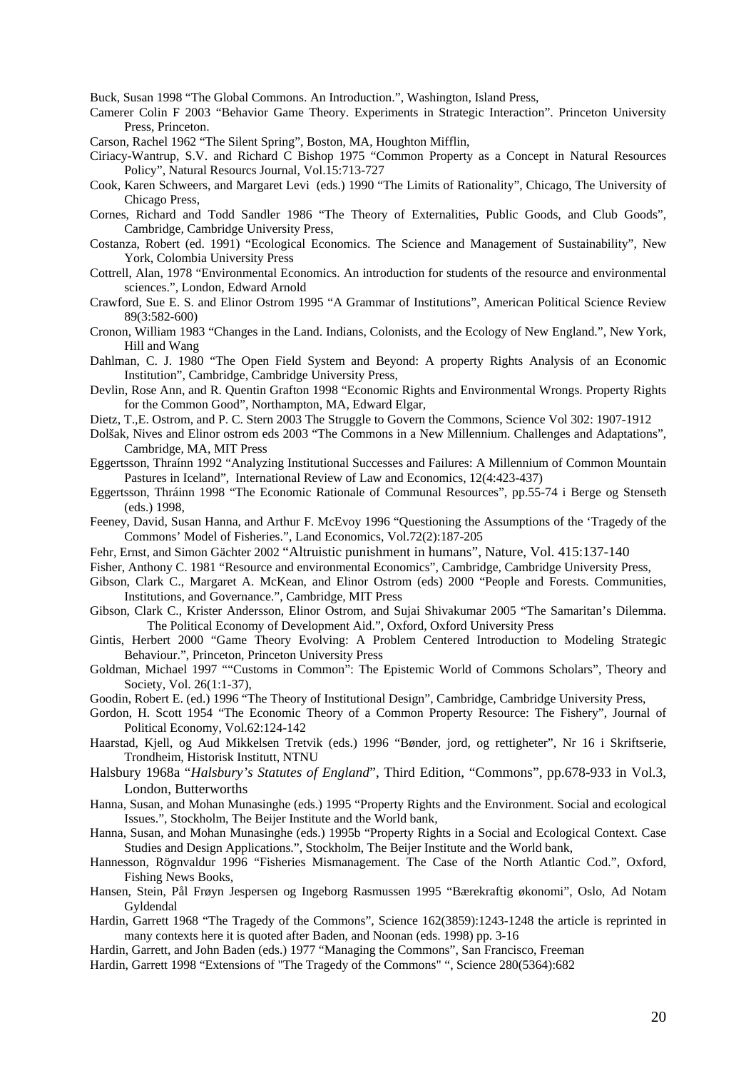Buck, Susan 1998 "The Global Commons. An Introduction.", Washington, Island Press,

Camerer Colin F 2003 "Behavior Game Theory. Experiments in Strategic Interaction". Princeton University Press, Princeton.

Carson, Rachel 1962 "The Silent Spring", Boston, MA, Houghton Mifflin,

Ciriacy-Wantrup, S.V. and Richard C Bishop 1975 "Common Property as a Concept in Natural Resources Policy", Natural Resourcs Journal, Vol.15:713-727

Cook, Karen Schweers, and Margaret Levi (eds.) 1990 "The Limits of Rationality", Chicago, The University of Chicago Press,

Cornes, Richard and Todd Sandler 1986 "The Theory of Externalities, Public Goods, and Club Goods", Cambridge, Cambridge University Press,

Costanza, Robert (ed. 1991) "Ecological Economics. The Science and Management of Sustainability", New York, Colombia University Press

Cottrell, Alan, 1978 "Environmental Economics. An introduction for students of the resource and environmental sciences.", London, Edward Arnold

Crawford, Sue E. S. and Elinor Ostrom 1995 "A Grammar of Institutions", American Political Science Review 89(3:582-600)

Cronon, William 1983 "Changes in the Land. Indians, Colonists, and the Ecology of New England.", New York, Hill and Wang

Dahlman, C. J. 1980 "The Open Field System and Beyond: A property Rights Analysis of an Economic Institution", Cambridge, Cambridge University Press,

Devlin, Rose Ann, and R. Quentin Grafton 1998 "Economic Rights and Environmental Wrongs. Property Rights for the Common Good", Northampton, MA, Edward Elgar,

Dietz, T.,E. Ostrom, and P. C. Stern 2003 The Struggle to Govern the Commons, Science Vol 302: 1907-1912

Dolšak, Nives and Elinor ostrom eds 2003 "The Commons in a New Millennium. Challenges and Adaptations", Cambridge, MA, MIT Press

Eggertsson, Thraínn 1992 "Analyzing Institutional Successes and Failures: A Millennium of Common Mountain Pastures in Iceland", International Review of Law and Economics, 12(4:423-437)

Eggertsson, Thráinn 1998 "The Economic Rationale of Communal Resources", pp.55-74 i Berge og Stenseth (eds.) 1998,

Feeney, David, Susan Hanna, and Arthur F. McEvoy 1996 "Questioning the Assumptions of the 'Tragedy of the Commons' Model of Fisheries.", Land Economics, Vol.72(2):187-205

Fehr, Ernst, and Simon Gächter 2002 "Altruistic punishment in humans", Nature, Vol. 415:137-140

Fisher, Anthony C. 1981 "Resource and environmental Economics", Cambridge, Cambridge University Press,

Gibson, Clark C., Margaret A. McKean, and Elinor Ostrom (eds) 2000 "People and Forests. Communities, Institutions, and Governance.", Cambridge, MIT Press

Gibson, Clark C., Krister Andersson, Elinor Ostrom, and Sujai Shivakumar 2005 "The Samaritan's Dilemma. The Political Economy of Development Aid.", Oxford, Oxford University Press

Gintis, Herbert 2000 "Game Theory Evolving: A Problem Centered Introduction to Modeling Strategic Behaviour.", Princeton, Princeton University Press

Goldman, Michael 1997 ""Customs in Common": The Epistemic World of Commons Scholars", Theory and Society, Vol. 26(1:1-37),

Goodin, Robert E. (ed.) 1996 "The Theory of Institutional Design", Cambridge, Cambridge University Press,

Gordon, H. Scott 1954 "The Economic Theory of a Common Property Resource: The Fishery", Journal of Political Economy, Vol.62:124-142

Haarstad, Kjell, og Aud Mikkelsen Tretvik (eds.) 1996 "Bønder, jord, og rettigheter", Nr 16 i Skriftserie, Trondheim, Historisk Institutt, NTNU

Halsbury 1968a "*Halsbury's Statutes of England*", Third Edition, "Commons", pp.678-933 in Vol.3, London, Butterworths

Hanna, Susan, and Mohan Munasinghe (eds.) 1995 "Property Rights and the Environment. Social and ecological Issues.", Stockholm, The Beijer Institute and the World bank,

Hanna, Susan, and Mohan Munasinghe (eds.) 1995b "Property Rights in a Social and Ecological Context. Case Studies and Design Applications.", Stockholm, The Beijer Institute and the World bank,

Hannesson, Rögnvaldur 1996 "Fisheries Mismanagement. The Case of the North Atlantic Cod.", Oxford, Fishing News Books,

Hansen, Stein, Pål Frøyn Jespersen og Ingeborg Rasmussen 1995 "Bærekraftig økonomi", Oslo, Ad Notam Gyldendal

Hardin, Garrett 1968 "The Tragedy of the Commons", Science 162(3859):1243-1248 the article is reprinted in many contexts here it is quoted after Baden, and Noonan (eds. 1998) pp. 3-16

Hardin, Garrett, and John Baden (eds.) 1977 "Managing the Commons", San Francisco, Freeman

Hardin, Garrett 1998 "Extensions of "The Tragedy of the Commons" ", Science 280(5364):682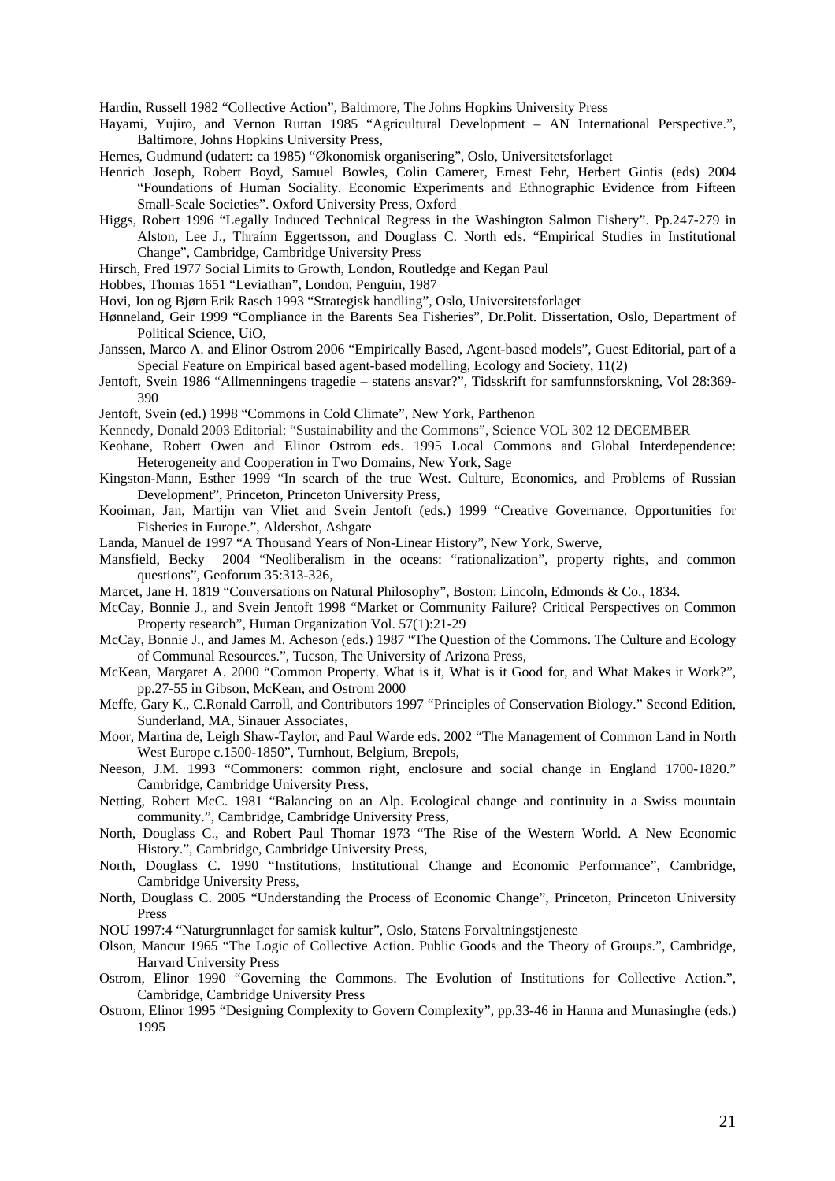Hardin, Russell 1982 "Collective Action", Baltimore, The Johns Hopkins University Press

Hayami, Yujiro, and Vernon Ruttan 1985 "Agricultural Development – AN International Perspective.", Baltimore, Johns Hopkins University Press,

Hernes, Gudmund (udatert: ca 1985) "Økonomisk organisering", Oslo, Universitetsforlaget

Henrich Joseph, Robert Boyd, Samuel Bowles, Colin Camerer, Ernest Fehr, Herbert Gintis (eds) 2004 "Foundations of Human Sociality. Economic Experiments and Ethnographic Evidence from Fifteen Small-Scale Societies". Oxford University Press, Oxford

Higgs, Robert 1996 "Legally Induced Technical Regress in the Washington Salmon Fishery". Pp.247-279 in Alston, Lee J., Thraínn Eggertsson, and Douglass C. North eds. "Empirical Studies in Institutional Change", Cambridge, Cambridge University Press

Hirsch, Fred 1977 Social Limits to Growth, London, Routledge and Kegan Paul

Hobbes, Thomas 1651 "Leviathan", London, Penguin, 1987

Hovi, Jon og Bjørn Erik Rasch 1993 "Strategisk handling", Oslo, Universitetsforlaget

Hønneland, Geir 1999 "Compliance in the Barents Sea Fisheries", Dr.Polit. Dissertation, Oslo, Department of Political Science, UiO,

Janssen, Marco A. and Elinor Ostrom 2006 "Empirically Based, Agent-based models", Guest Editorial, part of a Special Feature on Empirical based agent-based modelling, Ecology and Society, 11(2)

Jentoft, Svein 1986 "Allmenningens tragedie – statens ansvar?", Tidsskrift for samfunnsforskning, Vol 28:369-390

Jentoft, Svein (ed.) 1998 "Commons in Cold Climate", New York, Parthenon

Kennedy, Donald 2003 Editorial: "Sustainability and the Commons", Science VOL 302 12 DECEMBER

Keohane, Robert Owen and Elinor Ostrom eds. 1995 Local Commons and Global Interdependence: Heterogeneity and Cooperation in Two Domains, New York, Sage

Kingston-Mann, Esther 1999 "In search of the true West. Culture, Economics, and Problems of Russian Development", Princeton, Princeton University Press,

Kooiman, Jan, Martijn van Vliet and Svein Jentoft (eds.) 1999 "Creative Governance. Opportunities for Fisheries in Europe.", Aldershot, Ashgate

Landa, Manuel de 1997 "A Thousand Years of Non-Linear History", New York, Swerve,

Mansfield, Becky 2004 "Neoliberalism in the oceans: "rationalization", property rights, and common questions", Geoforum 35:313-326,

Marcet, Jane H. 1819 "Conversations on Natural Philosophy", Boston: Lincoln, Edmonds & Co., 1834.

McCay, Bonnie J., and Svein Jentoft 1998 "Market or Community Failure? Critical Perspectives on Common Property research", Human Organization Vol. 57(1):21-29

McCay, Bonnie J., and James M. Acheson (eds.) 1987 "The Question of the Commons. The Culture and Ecology of Communal Resources.", Tucson, The University of Arizona Press,

McKean, Margaret A. 2000 "Common Property. What is it, What is it Good for, and What Makes it Work?", pp.27-55 in Gibson, McKean, and Ostrom 2000

Meffe, Gary K., C.Ronald Carroll, and Contributors 1997 "Principles of Conservation Biology." Second Edition, Sunderland, MA, Sinauer Associates,

Moor, Martina de, Leigh Shaw-Taylor, and Paul Warde eds. 2002 "The Management of Common Land in North West Europe c.1500-1850", Turnhout, Belgium, Brepols,

Neeson, J.M. 1993 "Commoners: common right, enclosure and social change in England 1700-1820." Cambridge, Cambridge University Press,

Netting, Robert McC. 1981 "Balancing on an Alp. Ecological change and continuity in a Swiss mountain community.", Cambridge, Cambridge University Press,

North, Douglass C., and Robert Paul Thomar 1973 "The Rise of the Western World. A New Economic History.", Cambridge, Cambridge University Press,

North, Douglass C. 1990 "Institutions, Institutional Change and Economic Performance", Cambridge, Cambridge University Press,

North, Douglass C. 2005 "Understanding the Process of Economic Change", Princeton, Princeton University Press

NOU 1997:4 "Naturgrunnlaget for samisk kultur", Oslo, Statens Forvaltningstjeneste

Olson, Mancur 1965 "The Logic of Collective Action. Public Goods and the Theory of Groups.", Cambridge, Harvard University Press

Ostrom, Elinor 1990 "Governing the Commons. The Evolution of Institutions for Collective Action.", Cambridge, Cambridge University Press

Ostrom, Elinor 1995 "Designing Complexity to Govern Complexity", pp.33-46 in Hanna and Munasinghe (eds.) 1995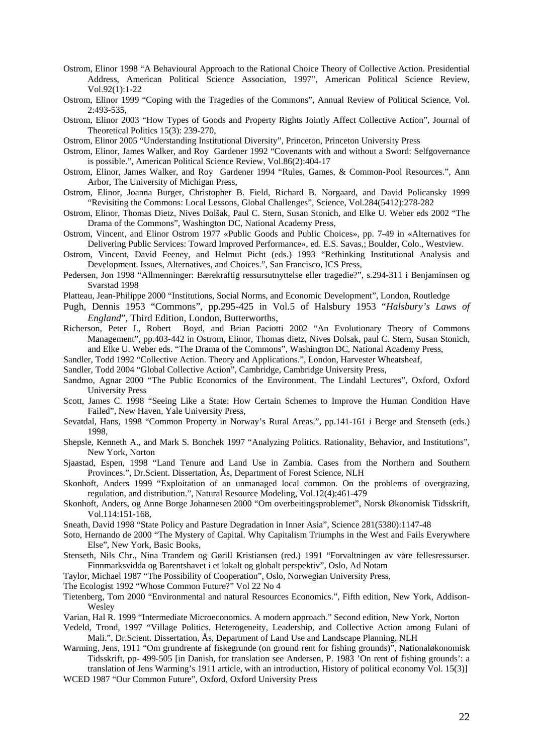Ostrom, Elinor 1998 "A Behavioural Approach to the Rational Choice Theory of Collective Action. Presidential Address, American Political Science Association, 1997", American Political Science Review, Vol.92(1):1-22

Ostrom, Elinor 1999 "Coping with the Tragedies of the Commons", Annual Review of Political Science, Vol. 2:493-535,

Ostrom, Elinor 2003 "How Types of Goods and Property Rights Jointly Affect Collective Action", Journal of Theoretical Politics 15(3): 239-270,

Ostrom, Elinor 2005 "Understanding Institutional Diversity", Princeton, Princeton University Press

Ostrom, Elinor, James Walker, and Roy Gardener 1992 "Covenants with and without a Sword: Selfgovernance is possible.", American Political Science Review, Vol.86(2):404-17

Ostrom, Elinor, James Walker, and Roy Gardener 1994 "Rules, Games, & Common-Pool Resources.", Ann Arbor, The University of Michigan Press,

Ostrom, Elinor, Joanna Burger, Christopher B. Field, Richard B. Norgaard, and David Policansky 1999 "Revisiting the Commons: Local Lessons, Global Challenges", Science, Vol.284(5412):278-282

Ostrom, Elinor, Thomas Dietz, Nives Dolšak, Paul C. Stern, Susan Stonich, and Elke U. Weber eds 2002 "The Drama of the Commons", Washington DC, National Academy Press,

Ostrom, Vincent, and Elinor Ostrom 1977 «Public Goods and Public Choices», pp. 7-49 in «Alternatives for Delivering Public Services: Toward Improved Performance», ed. E.S. Savas,; Boulder, Colo., Westview.

Ostrom, Vincent, David Feeney, and Helmut Picht (eds.) 1993 "Rethinking Institutional Analysis and Development. Issues, Alternatives, and Choices.", San Francisco, ICS Press,

Pedersen, Jon 1998 "Allmenninger: Bærekraftig ressursutnyttelse eller tragedie?", s.294-311 i Benjaminsen og Svarstad 1998

Platteau, Jean-Philippe 2000 "Institutions, Social Norms, and Economic Development", London, Routledge

Pugh, Dennis 1953 "Commons", pp.295-425 in Vol.5 of Halsbury 1953 "*Halsbury's Laws of England*", Third Edition, London, Butterworths,

Richerson, Peter J., Robert Boyd, and Brian Paciotti 2002 "An Evolutionary Theory of Commons Management", pp.403-442 in Ostrom, Elinor, Thomas dietz, Nives Dolsak, paul C. Stern, Susan Stonich, and Elke U. Weber eds. "The Drama of the Commons", Washington DC, National Academy Press,

Sandler, Todd 1992 "Collective Action. Theory and Applications.", London, Harvester Wheatsheaf,

Sandler, Todd 2004 "Global Collective Action", Cambridge, Cambridge University Press,

Sandmo, Agnar 2000 "The Public Economics of the Environment. The Lindahl Lectures", Oxford, Oxford University Press

Scott, James C. 1998 "Seeing Like a State: How Certain Schemes to Improve the Human Condition Have Failed", New Haven, Yale University Press,

Sevatdal, Hans, 1998 "Common Property in Norway's Rural Areas.", pp.141-161 i Berge and Stenseth (eds.) 1998,

Shepsle, Kenneth A., and Mark S. Bonchek 1997 "Analyzing Politics. Rationality, Behavior, and Institutions", New York, Norton

Sjaastad, Espen, 1998 "Land Tenure and Land Use in Zambia. Cases from the Northern and Southern Provinces.", Dr.Scient. Dissertation, Ås, Department of Forest Science, NLH

Skonhoft, Anders 1999 "Exploitation of an unmanaged local common. On the problems of overgrazing, regulation, and distribution.", Natural Resource Modeling, Vol.12(4):461-479

Skonhoft, Anders, og Anne Borge Johannesen 2000 "Om overbeitingsproblemet", Norsk Økonomisk Tidsskrift, Vol.114:151-168,

Sneath, David 1998 "State Policy and Pasture Degradation in Inner Asia", Science 281(5380):1147-48

Soto, Hernando de 2000 "The Mystery of Capital. Why Capitalism Triumphs in the West and Fails Everywhere Else", New York, Basic Books,

Stenseth, Nils Chr., Nina Trandem og Gørill Kristiansen (red.) 1991 "Forvaltningen av våre fellesressurser. Finnmarksvidda og Barentshavet i et lokalt og globalt perspektiv", Oslo, Ad Notam

Taylor, Michael 1987 "The Possibility of Cooperation", Oslo, Norwegian University Press,

The Ecologist 1992 "Whose Common Future?" Vol 22 No 4

Tietenberg, Tom 2000 "Environmental and natural Resources Economics.", Fifth edition, New York, Addison-Wesley

Varian, Hal R. 1999 "Intermediate Microeconomics. A modern approach." Second edition, New York, Norton

Vedeld, Trond, 1997 "Village Politics. Heterogeneity, Leadership, and Collective Action among Fulani of Mali.", Dr.Scient. Dissertation, Ås, Department of Land Use and Landscape Planning, NLH

Warming, Jens, 1911 "Om grundrente af fiskegrunde (on ground rent for fishing grounds)", Nationaløkonomisk Tidsskrift, pp- 499-505 [in Danish, for translation see Andersen, P. 1983 'On rent of fishing grounds': a translation of Jens Warming's 1911 article, with an introduction, History of political economy Vol. 15(3)]

WCED 1987 "Our Common Future", Oxford, Oxford University Press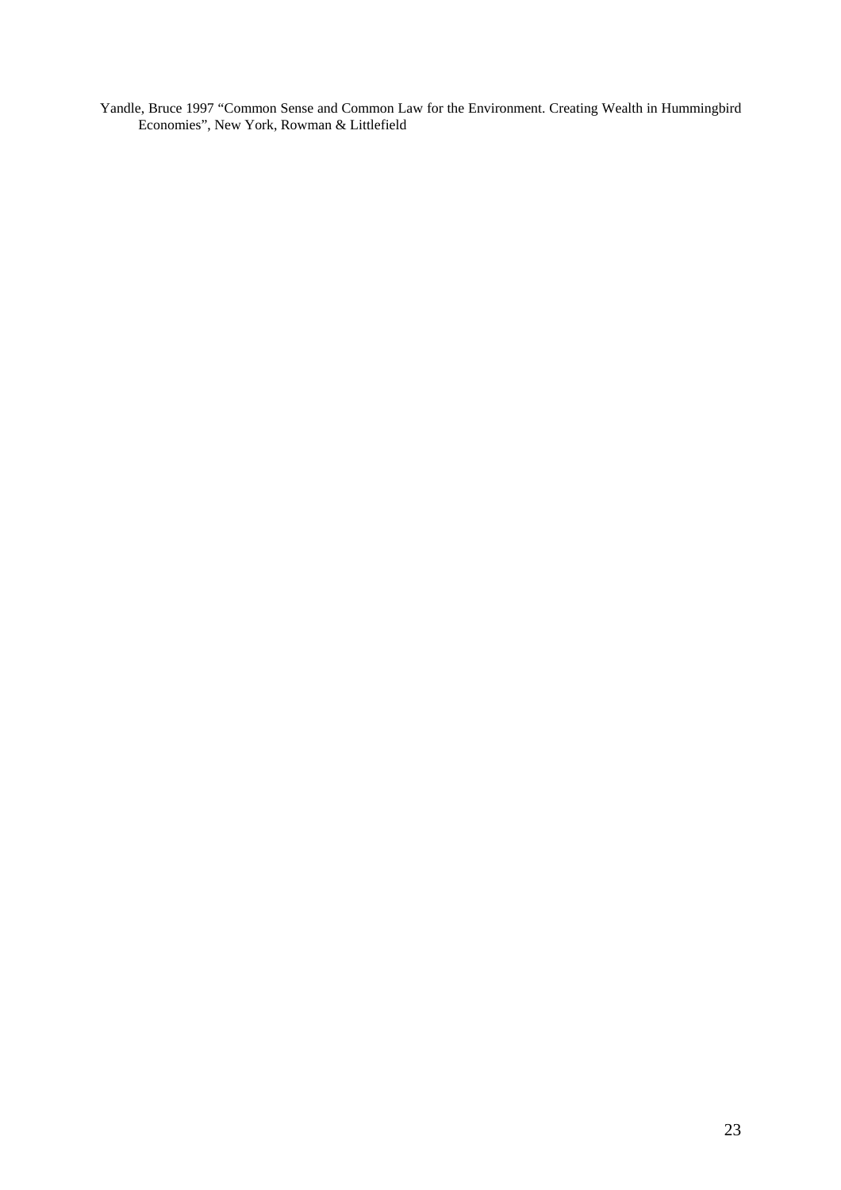Yandle, Bruce 1997 "Common Sense and Common Law for the Environment. Creating Wealth in Hummingbird Economies", New York, Rowman & Littlefield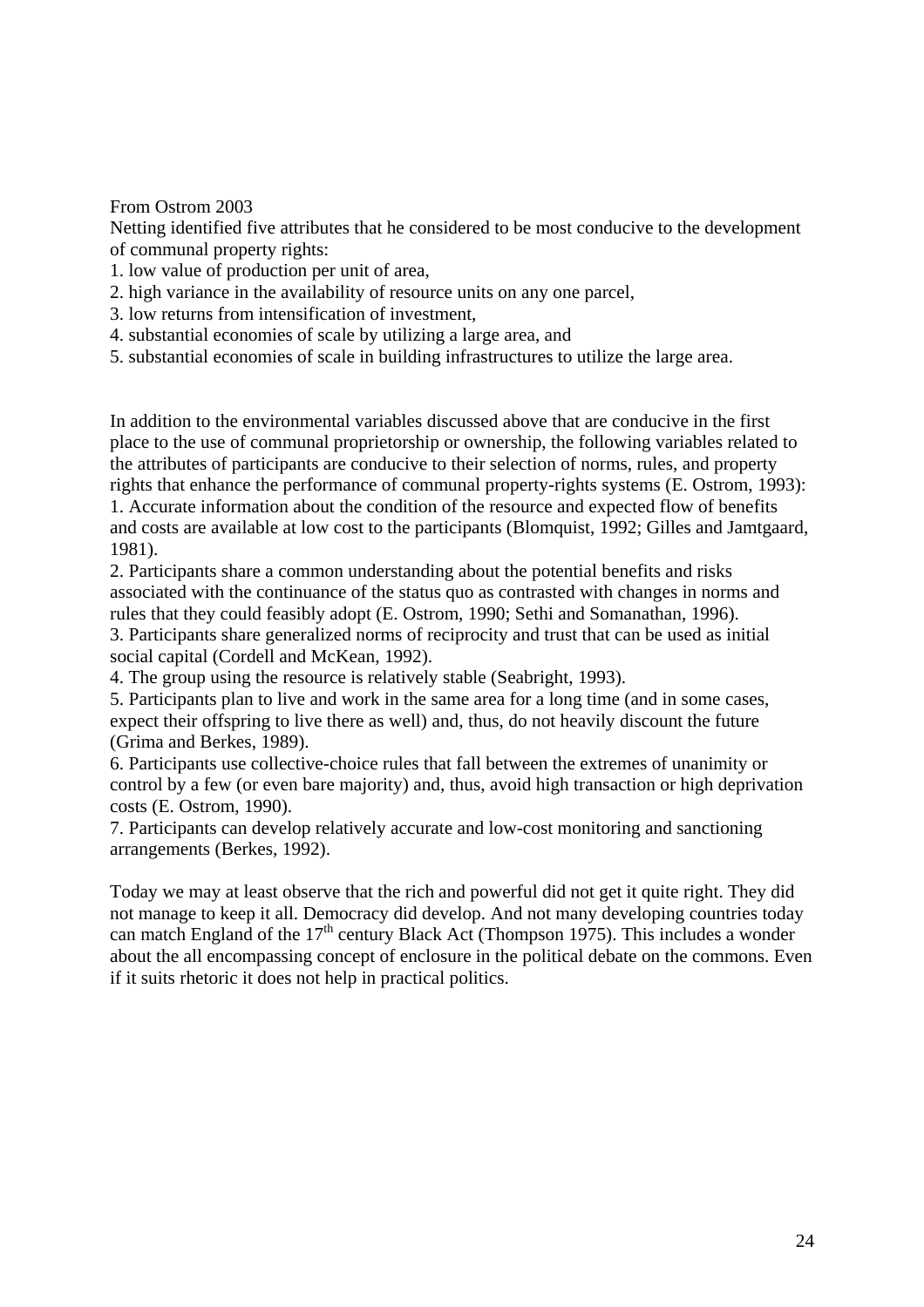From Ostrom 2003

Netting identified five attributes that he considered to be most conducive to the development of communal property rights:

1. low value of production per unit of area,
2. high variance in the availability of resource units on any one parcel,
3. low returns from intensification of investment,
4. substantial economies of scale by utilizing a large area, and
5. substantial economies of scale in building infrastructures to utilize the large area.

In addition to the environmental variables discussed above that are conducive in the first place to the use of communal proprietorship or ownership, the following variables related to the attributes of participants are conducive to their selection of norms, rules, and property rights that enhance the performance of communal property-rights systems (E. Ostrom, 1993):

1. Accurate information about the condition of the resource and expected flow of benefits and costs are available at low cost to the participants (Blomquist, 1992; Gilles and Jamtgaard, 1981).
2. Participants share a common understanding about the potential benefits and risks associated with the continuance of the status quo as contrasted with changes in norms and rules that they could feasibly adopt (E. Ostrom, 1990; Sethi and Somanathan, 1996).
3. Participants share generalized norms of reciprocity and trust that can be used as initial social capital (Cordell and McKean, 1992).
4. The group using the resource is relatively stable (Seabright, 1993).
5. Participants plan to live and work in the same area for a long time (and in some cases, expect their offspring to live there as well) and, thus, do not heavily discount the future (Grima and Berkes, 1989).
6. Participants use collective-choice rules that fall between the extremes of unanimity or control by a few (or even bare majority) and, thus, avoid high transaction or high deprivation costs (E. Ostrom, 1990).
7. Participants can develop relatively accurate and low-cost monitoring and sanctioning arrangements (Berkes, 1992).

Today we may at least observe that the rich and powerful did not get it quite right. They did not manage to keep it all. Democracy did develop. And not many developing countries today can match England of the 17th century Black Act (Thompson 1975). This includes a wonder about the all encompassing concept of enclosure in the political debate on the commons. Even if it suits rhetoric it does not help in practical politics.